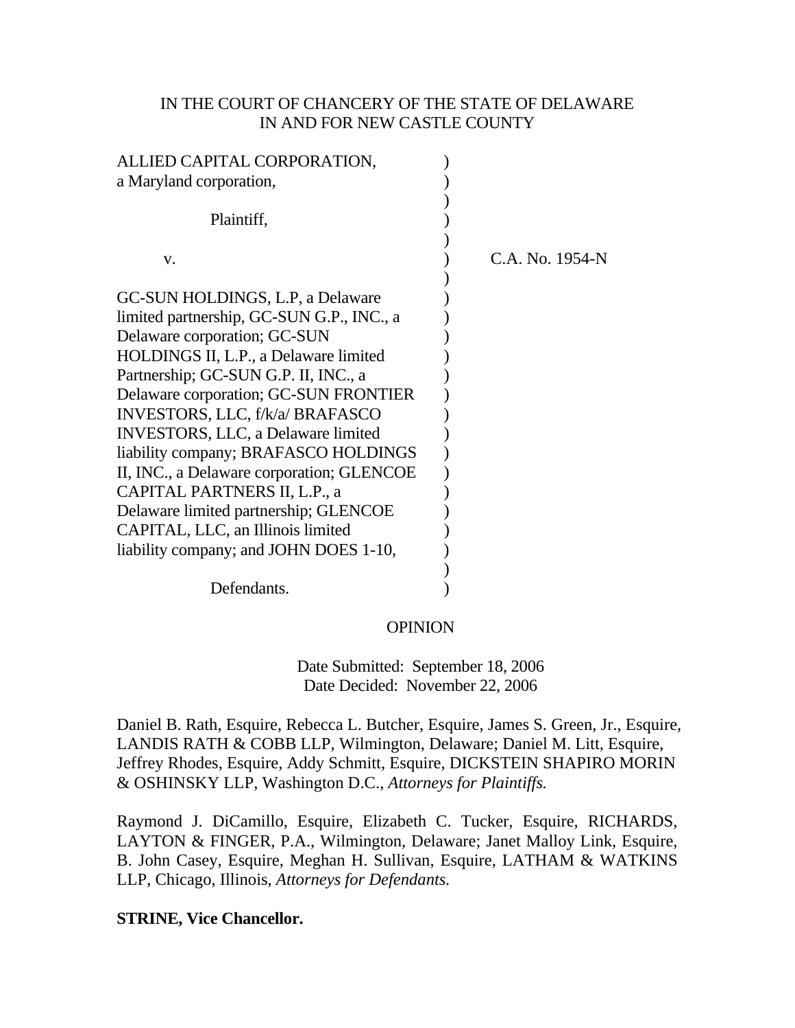IN THE COURT OF CHANCERY OF THE STATE OF DELAWARE
IN AND FOR NEW CASTLE COUNTY

ALLIED CAPITAL CORPORATION, a Maryland corporation,

Plaintiff,

v.

GC-SUN HOLDINGS, L.P, a Delaware limited partnership, GC-SUN G.P., INC., a Delaware corporation; GC-SUN HOLDINGS II, L.P., a Delaware limited Partnership; GC-SUN G.P. II, INC., a Delaware corporation; GC-SUN FRONTIER INVESTORS, LLC, f/k/a/ BRAFASCO INVESTORS, LLC, a Delaware limited liability company; BRAFASCO HOLDINGS II, INC., a Delaware corporation; GLENCOE CAPITAL PARTNERS II, L.P., a Delaware limited partnership; GLENCOE CAPITAL, LLC, an Illinois limited liability company; and JOHN DOES 1-10,

Defendants.

C.A. No. 1954-N

OPINION

Date Submitted: September 18, 2006
Date Decided: November 22, 2006

Daniel B. Rath, Esquire, Rebecca L. Butcher, Esquire, James S. Green, Jr., Esquire, LANDIS RATH & COBB LLP, Wilmington, Delaware; Daniel M. Litt, Esquire, Jeffrey Rhodes, Esquire, Addy Schmitt, Esquire, DICKSTEIN SHAPIRO MORIN & OSHINSKY LLP, Washington D.C., *Attorneys for Plaintiffs.*

Raymond J. DiCamillo, Esquire, Elizabeth C. Tucker, Esquire, RICHARDS, LAYTON & FINGER, P.A., Wilmington, Delaware; Janet Malloy Link, Esquire, B. John Casey, Esquire, Meghan H. Sullivan, Esquire, LATHAM & WATKINS LLP, Chicago, Illinois, *Attorneys for Defendants.*

**STRINE, Vice Chancellor.**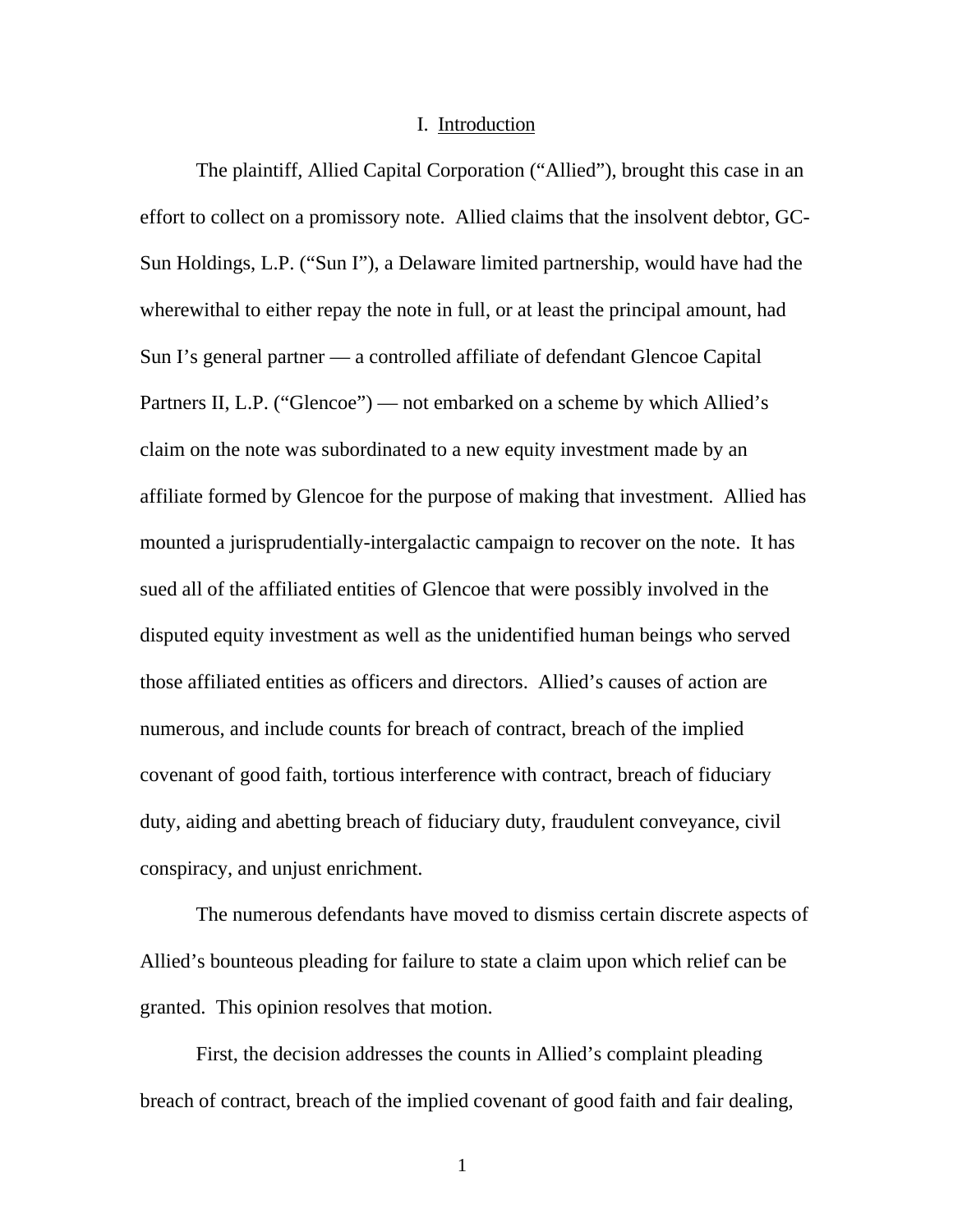# I. Introduction

The plaintiff, Allied Capital Corporation ("Allied"), brought this case in an effort to collect on a promissory note. Allied claims that the insolvent debtor, GC-Sun Holdings, L.P. ("Sun I"), a Delaware limited partnership, would have had the wherewithal to either repay the note in full, or at least the principal amount, had Sun I's general partner — a controlled affiliate of defendant Glencoe Capital Partners II, L.P. ("Glencoe") — not embarked on a scheme by which Allied's claim on the note was subordinated to a new equity investment made by an affiliate formed by Glencoe for the purpose of making that investment. Allied has mounted a jurisprudentially-intergalactic campaign to recover on the note. It has sued all of the affiliated entities of Glencoe that were possibly involved in the disputed equity investment as well as the unidentified human beings who served those affiliated entities as officers and directors. Allied's causes of action are numerous, and include counts for breach of contract, breach of the implied covenant of good faith, tortious interference with contract, breach of fiduciary duty, aiding and abetting breach of fiduciary duty, fraudulent conveyance, civil conspiracy, and unjust enrichment.

The numerous defendants have moved to dismiss certain discrete aspects of Allied's bounteous pleading for failure to state a claim upon which relief can be granted. This opinion resolves that motion.

First, the decision addresses the counts in Allied's complaint pleading breach of contract, breach of the implied covenant of good faith and fair dealing,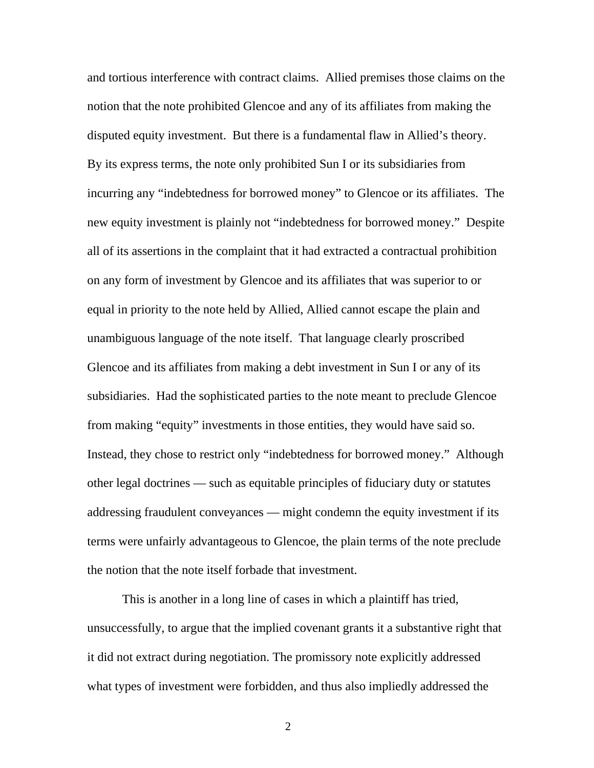and tortious interference with contract claims. Allied premises those claims on the notion that the note prohibited Glencoe and any of its affiliates from making the disputed equity investment. But there is a fundamental flaw in Allied's theory. By its express terms, the note only prohibited Sun I or its subsidiaries from incurring any "indebtedness for borrowed money" to Glencoe or its affiliates. The new equity investment is plainly not "indebtedness for borrowed money." Despite all of its assertions in the complaint that it had extracted a contractual prohibition on any form of investment by Glencoe and its affiliates that was superior to or equal in priority to the note held by Allied, Allied cannot escape the plain and unambiguous language of the note itself. That language clearly proscribed Glencoe and its affiliates from making a debt investment in Sun I or any of its subsidiaries. Had the sophisticated parties to the note meant to preclude Glencoe from making "equity" investments in those entities, they would have said so. Instead, they chose to restrict only "indebtedness for borrowed money." Although other legal doctrines — such as equitable principles of fiduciary duty or statutes addressing fraudulent conveyances — might condemn the equity investment if its terms were unfairly advantageous to Glencoe, the plain terms of the note preclude the notion that the note itself forbade that investment.

This is another in a long line of cases in which a plaintiff has tried, unsuccessfully, to argue that the implied covenant grants it a substantive right that it did not extract during negotiation. The promissory note explicitly addressed what types of investment were forbidden, and thus also impliedly addressed the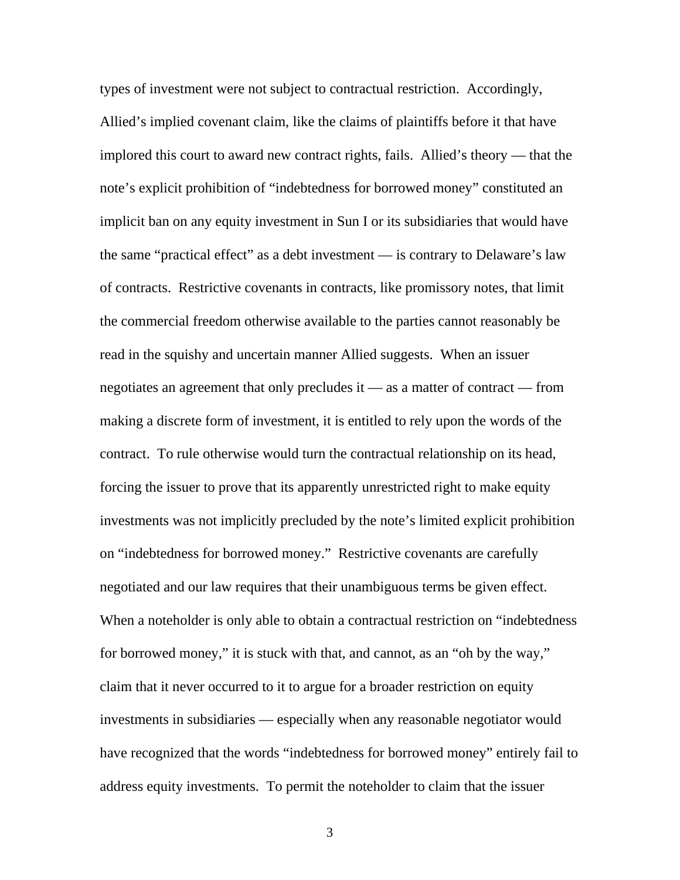types of investment were not subject to contractual restriction. Accordingly, Allied's implied covenant claim, like the claims of plaintiffs before it that have implored this court to award new contract rights, fails. Allied's theory — that the note's explicit prohibition of "indebtedness for borrowed money" constituted an implicit ban on any equity investment in Sun I or its subsidiaries that would have the same "practical effect" as a debt investment — is contrary to Delaware's law of contracts. Restrictive covenants in contracts, like promissory notes, that limit the commercial freedom otherwise available to the parties cannot reasonably be read in the squishy and uncertain manner Allied suggests. When an issuer negotiates an agreement that only precludes it — as a matter of contract — from making a discrete form of investment, it is entitled to rely upon the words of the contract. To rule otherwise would turn the contractual relationship on its head, forcing the issuer to prove that its apparently unrestricted right to make equity investments was not implicitly precluded by the note's limited explicit prohibition on "indebtedness for borrowed money." Restrictive covenants are carefully negotiated and our law requires that their unambiguous terms be given effect. When a noteholder is only able to obtain a contractual restriction on "indebtedness for borrowed money," it is stuck with that, and cannot, as an "oh by the way," claim that it never occurred to it to argue for a broader restriction on equity investments in subsidiaries — especially when any reasonable negotiator would have recognized that the words "indebtedness for borrowed money" entirely fail to address equity investments. To permit the noteholder to claim that the issuer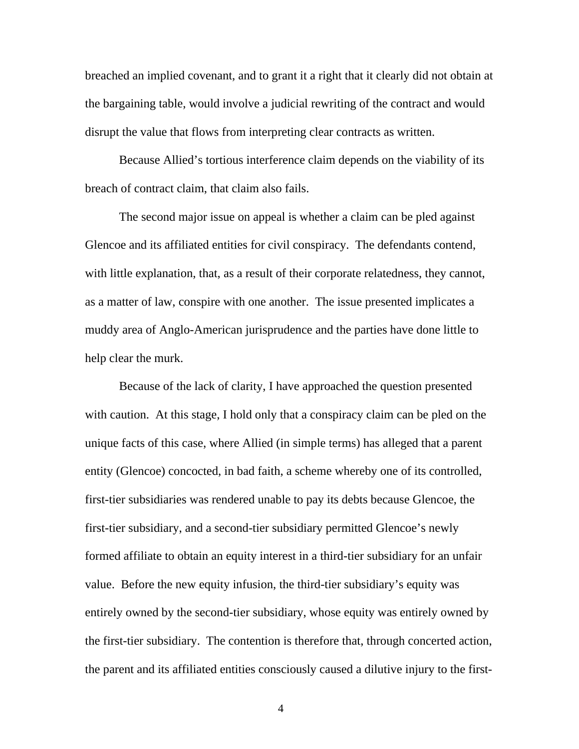breached an implied covenant, and to grant it a right that it clearly did not obtain at the bargaining table, would involve a judicial rewriting of the contract and would disrupt the value that flows from interpreting clear contracts as written.

Because Allied's tortious interference claim depends on the viability of its breach of contract claim, that claim also fails.

The second major issue on appeal is whether a claim can be pled against Glencoe and its affiliated entities for civil conspiracy. The defendants contend, with little explanation, that, as a result of their corporate relatedness, they cannot, as a matter of law, conspire with one another. The issue presented implicates a muddy area of Anglo-American jurisprudence and the parties have done little to help clear the murk.

Because of the lack of clarity, I have approached the question presented with caution. At this stage, I hold only that a conspiracy claim can be pled on the unique facts of this case, where Allied (in simple terms) has alleged that a parent entity (Glencoe) concocted, in bad faith, a scheme whereby one of its controlled, first-tier subsidiaries was rendered unable to pay its debts because Glencoe, the first-tier subsidiary, and a second-tier subsidiary permitted Glencoe's newly formed affiliate to obtain an equity interest in a third-tier subsidiary for an unfair value. Before the new equity infusion, the third-tier subsidiary's equity was entirely owned by the second-tier subsidiary, whose equity was entirely owned by the first-tier subsidiary. The contention is therefore that, through concerted action, the parent and its affiliated entities consciously caused a dilutive injury to the first-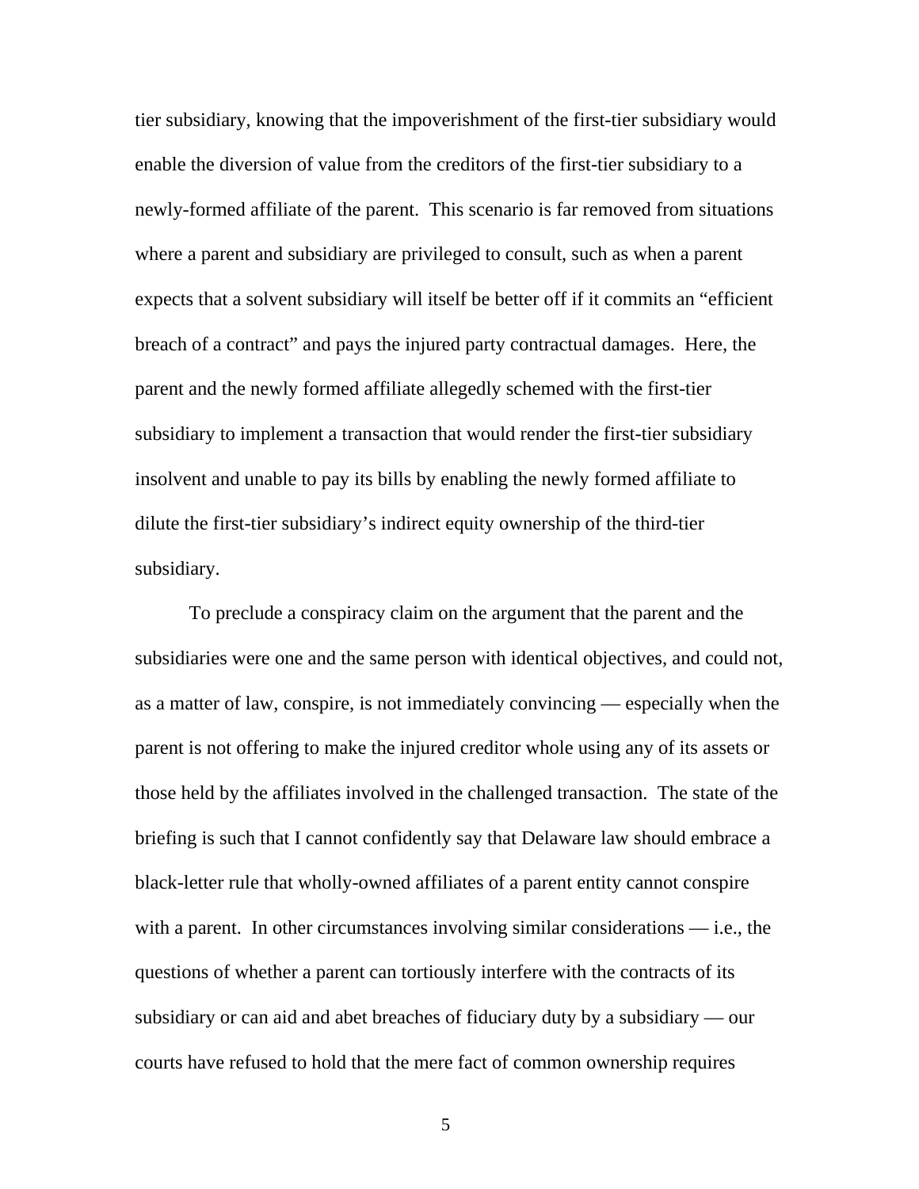tier subsidiary, knowing that the impoverishment of the first-tier subsidiary would enable the diversion of value from the creditors of the first-tier subsidiary to a newly-formed affiliate of the parent. This scenario is far removed from situations where a parent and subsidiary are privileged to consult, such as when a parent expects that a solvent subsidiary will itself be better off if it commits an "efficient breach of a contract" and pays the injured party contractual damages. Here, the parent and the newly formed affiliate allegedly schemed with the first-tier subsidiary to implement a transaction that would render the first-tier subsidiary insolvent and unable to pay its bills by enabling the newly formed affiliate to dilute the first-tier subsidiary's indirect equity ownership of the third-tier subsidiary.

To preclude a conspiracy claim on the argument that the parent and the subsidiaries were one and the same person with identical objectives, and could not, as a matter of law, conspire, is not immediately convincing — especially when the parent is not offering to make the injured creditor whole using any of its assets or those held by the affiliates involved in the challenged transaction. The state of the briefing is such that I cannot confidently say that Delaware law should embrace a black-letter rule that wholly-owned affiliates of a parent entity cannot conspire with a parent. In other circumstances involving similar considerations — i.e., the questions of whether a parent can tortiously interfere with the contracts of its subsidiary or can aid and abet breaches of fiduciary duty by a subsidiary — our courts have refused to hold that the mere fact of common ownership requires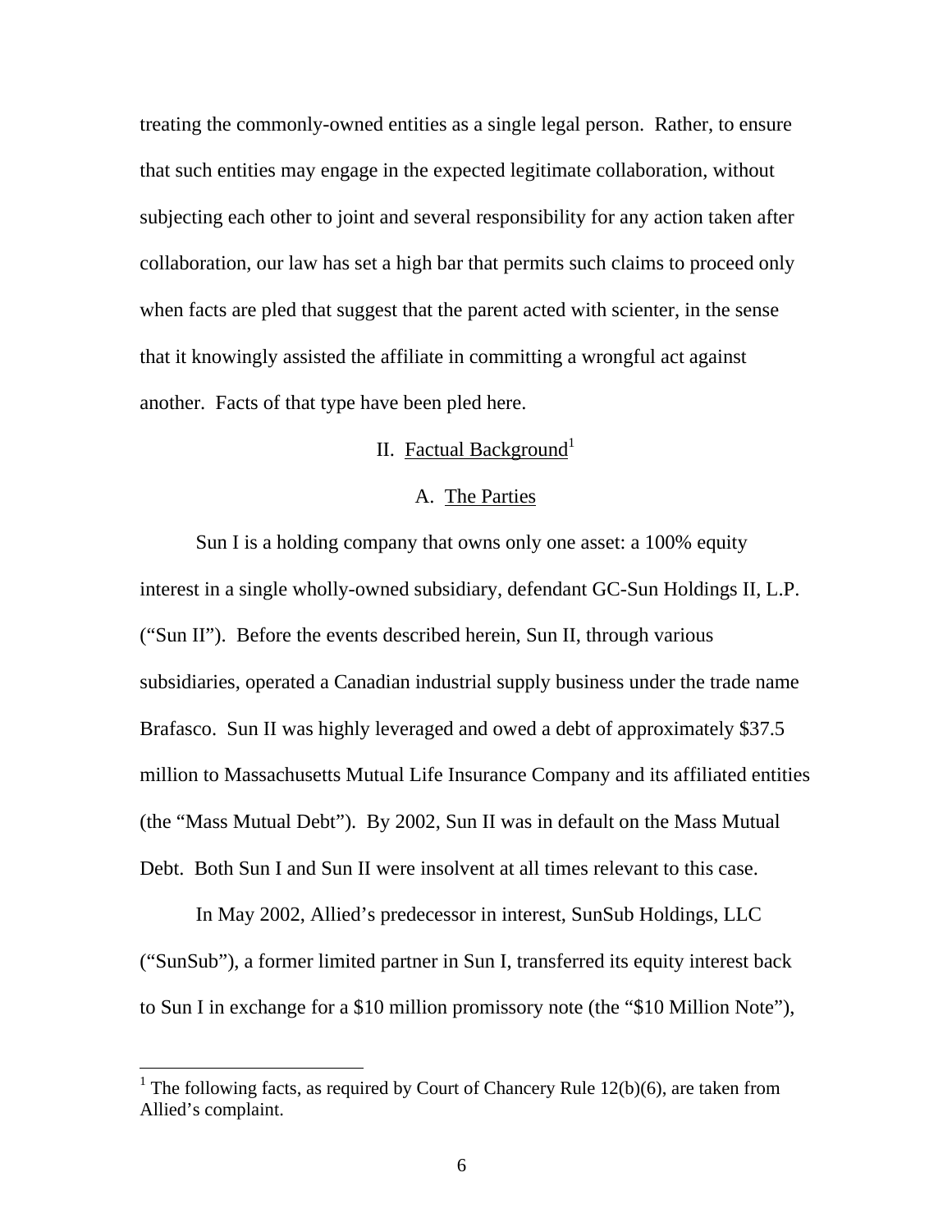treating the commonly-owned entities as a single legal person. Rather, to ensure that such entities may engage in the expected legitimate collaboration, without subjecting each other to joint and several responsibility for any action taken after collaboration, our law has set a high bar that permits such claims to proceed only when facts are pled that suggest that the parent acted with scienter, in the sense that it knowingly assisted the affiliate in committing a wrongful act against another. Facts of that type have been pled here.

## II. Factual Background[1]

### A. The Parties

Sun I is a holding company that owns only one asset: a 100% equity interest in a single wholly-owned subsidiary, defendant GC-Sun Holdings II, L.P. ("Sun II"). Before the events described herein, Sun II, through various subsidiaries, operated a Canadian industrial supply business under the trade name Brafasco. Sun II was highly leveraged and owed a debt of approximately $37.5 million to Massachusetts Mutual Life Insurance Company and its affiliated entities (the "Mass Mutual Debt"). By 2002, Sun II was in default on the Mass Mutual Debt. Both Sun I and Sun II were insolvent at all times relevant to this case.

In May 2002, Allied's predecessor in interest, SunSub Holdings, LLC ("SunSub"), a former limited partner in Sun I, transferred its equity interest back to Sun I in exchange for a $10 million promissory note (the "$10 Million Note"),

[1] The following facts, as required by Court of Chancery Rule 12(b)(6), are taken from Allied's complaint.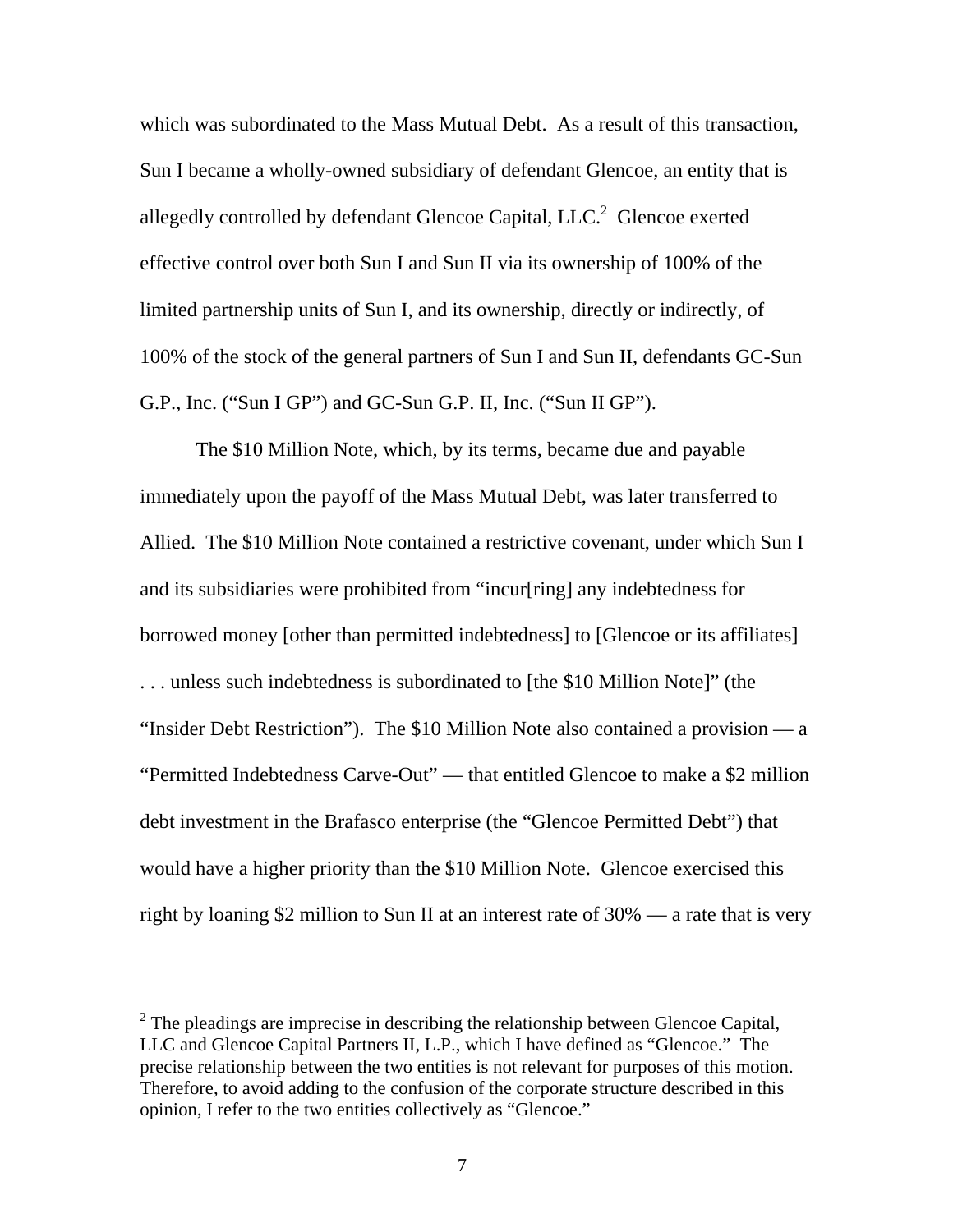which was subordinated to the Mass Mutual Debt. As a result of this transaction, Sun I became a wholly-owned subsidiary of defendant Glencoe, an entity that is allegedly controlled by defendant Glencoe Capital, LLC.[2] Glencoe exerted effective control over both Sun I and Sun II via its ownership of 100% of the limited partnership units of Sun I, and its ownership, directly or indirectly, of 100% of the stock of the general partners of Sun I and Sun II, defendants GC-Sun G.P., Inc. ("Sun I GP") and GC-Sun G.P. II, Inc. ("Sun II GP").

The $10 Million Note, which, by its terms, became due and payable immediately upon the payoff of the Mass Mutual Debt, was later transferred to Allied. The $10 Million Note contained a restrictive covenant, under which Sun I and its subsidiaries were prohibited from "incur[ring] any indebtedness for borrowed money [other than permitted indebtedness] to [Glencoe or its affiliates] . . . unless such indebtedness is subordinated to [the $10 Million Note]" (the "Insider Debt Restriction"). The $10 Million Note also contained a provision — a "Permitted Indebtedness Carve-Out" — that entitled Glencoe to make a $2 million debt investment in the Brafasco enterprise (the "Glencoe Permitted Debt") that would have a higher priority than the $10 Million Note. Glencoe exercised this right by loaning $2 million to Sun II at an interest rate of 30% — a rate that is very

[2] The pleadings are imprecise in describing the relationship between Glencoe Capital, LLC and Glencoe Capital Partners II, L.P., which I have defined as "Glencoe." The precise relationship between the two entities is not relevant for purposes of this motion. Therefore, to avoid adding to the confusion of the corporate structure described in this opinion, I refer to the two entities collectively as "Glencoe."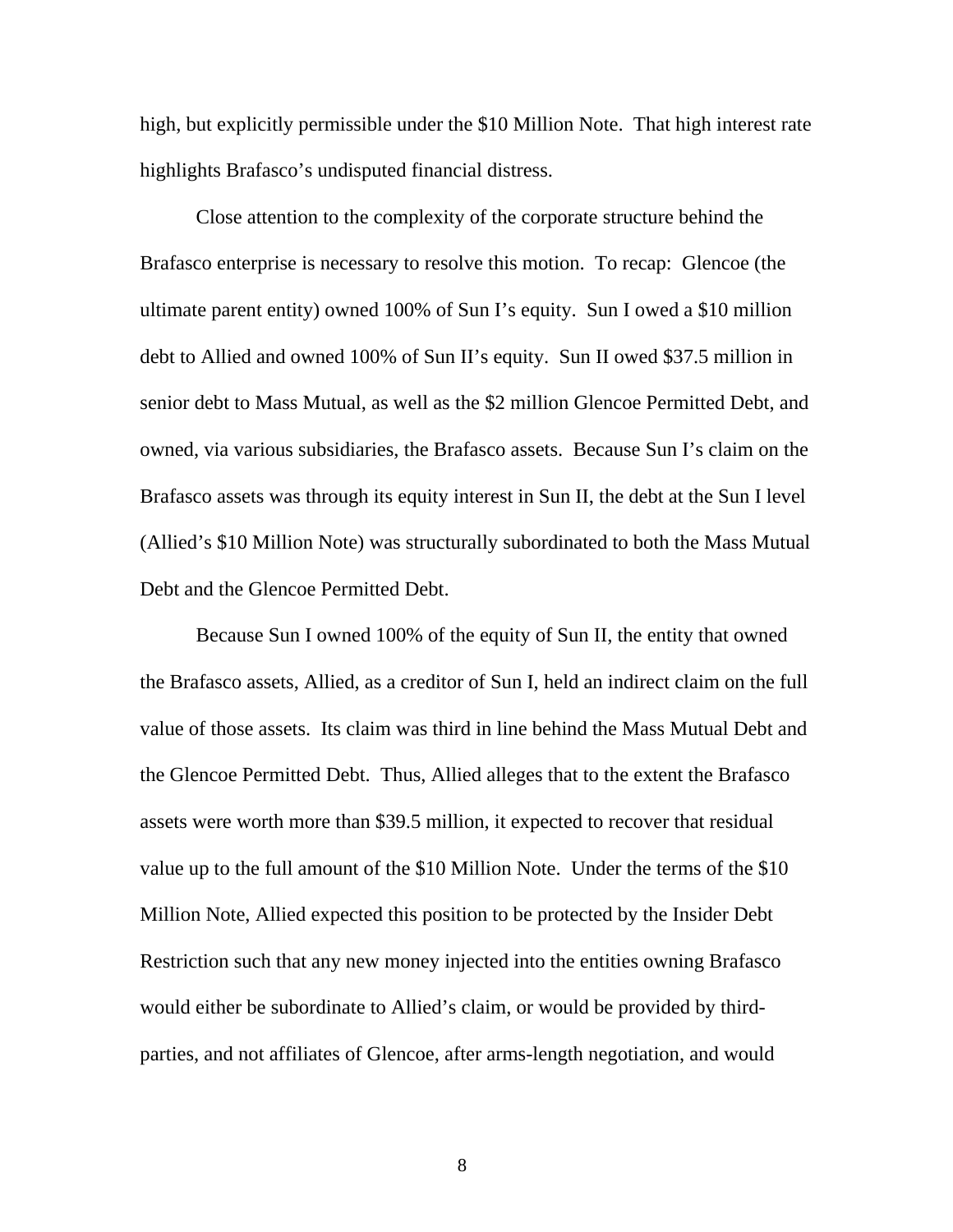high, but explicitly permissible under the $10 Million Note. That high interest rate highlights Brafasco's undisputed financial distress.

Close attention to the complexity of the corporate structure behind the Brafasco enterprise is necessary to resolve this motion. To recap: Glencoe (the ultimate parent entity) owned 100% of Sun I's equity. Sun I owed a $10 million debt to Allied and owned 100% of Sun II's equity. Sun II owed $37.5 million in senior debt to Mass Mutual, as well as the $2 million Glencoe Permitted Debt, and owned, via various subsidiaries, the Brafasco assets. Because Sun I's claim on the Brafasco assets was through its equity interest in Sun II, the debt at the Sun I level (Allied's $10 Million Note) was structurally subordinated to both the Mass Mutual Debt and the Glencoe Permitted Debt.

Because Sun I owned 100% of the equity of Sun II, the entity that owned the Brafasco assets, Allied, as a creditor of Sun I, held an indirect claim on the full value of those assets. Its claim was third in line behind the Mass Mutual Debt and the Glencoe Permitted Debt. Thus, Allied alleges that to the extent the Brafasco assets were worth more than $39.5 million, it expected to recover that residual value up to the full amount of the $10 Million Note. Under the terms of the $10 Million Note, Allied expected this position to be protected by the Insider Debt Restriction such that any new money injected into the entities owning Brafasco would either be subordinate to Allied's claim, or would be provided by third-parties, and not affiliates of Glencoe, after arms-length negotiation, and would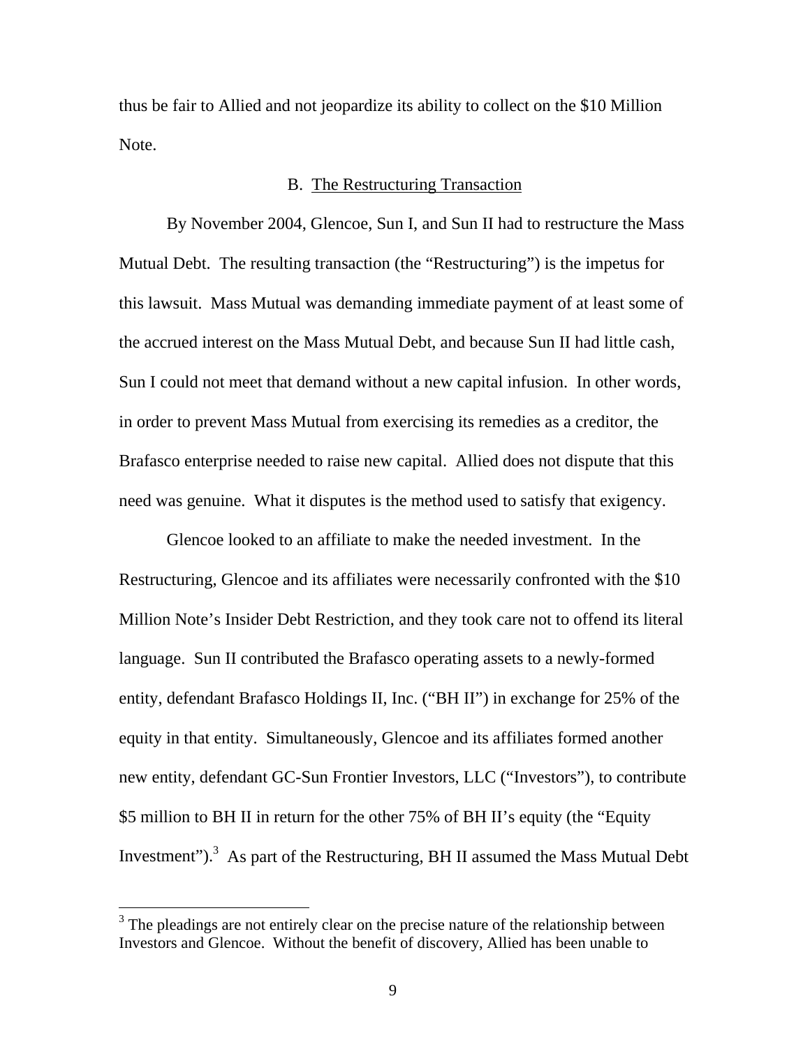thus be fair to Allied and not jeopardize its ability to collect on the $10 Million Note.

## B. The Restructuring Transaction

By November 2004, Glencoe, Sun I, and Sun II had to restructure the Mass Mutual Debt. The resulting transaction (the "Restructuring") is the impetus for this lawsuit. Mass Mutual was demanding immediate payment of at least some of the accrued interest on the Mass Mutual Debt, and because Sun II had little cash, Sun I could not meet that demand without a new capital infusion. In other words, in order to prevent Mass Mutual from exercising its remedies as a creditor, the Brafasco enterprise needed to raise new capital. Allied does not dispute that this need was genuine. What it disputes is the method used to satisfy that exigency.

Glencoe looked to an affiliate to make the needed investment. In the Restructuring, Glencoe and its affiliates were necessarily confronted with the $10 Million Note's Insider Debt Restriction, and they took care not to offend its literal language. Sun II contributed the Brafasco operating assets to a newly-formed entity, defendant Brafasco Holdings II, Inc. ("BH II") in exchange for 25% of the equity in that entity. Simultaneously, Glencoe and its affiliates formed another new entity, defendant GC-Sun Frontier Investors, LLC ("Investors"), to contribute $5 million to BH II in return for the other 75% of BH II's equity (the "Equity Investment").[3] As part of the Restructuring, BH II assumed the Mass Mutual Debt

[3] The pleadings are not entirely clear on the precise nature of the relationship between Investors and Glencoe. Without the benefit of discovery, Allied has been unable to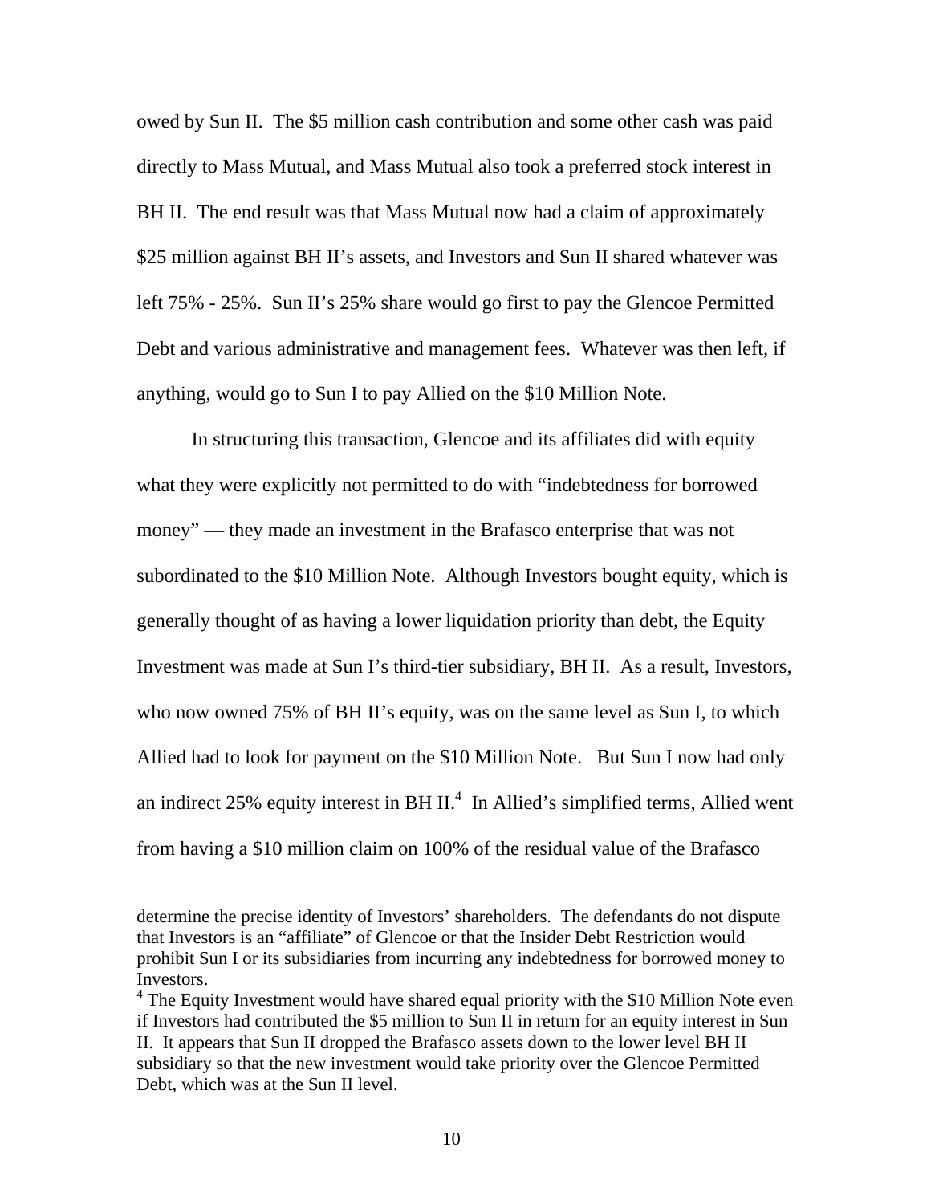owed by Sun II. The $5 million cash contribution and some other cash was paid directly to Mass Mutual, and Mass Mutual also took a preferred stock interest in BH II. The end result was that Mass Mutual now had a claim of approximately $25 million against BH II's assets, and Investors and Sun II shared whatever was left 75% - 25%. Sun II's 25% share would go first to pay the Glencoe Permitted Debt and various administrative and management fees. Whatever was then left, if anything, would go to Sun I to pay Allied on the $10 Million Note.

In structuring this transaction, Glencoe and its affiliates did with equity what they were explicitly not permitted to do with "indebtedness for borrowed money" — they made an investment in the Brafasco enterprise that was not subordinated to the $10 Million Note. Although Investors bought equity, which is generally thought of as having a lower liquidation priority than debt, the Equity Investment was made at Sun I's third-tier subsidiary, BH II. As a result, Investors, who now owned 75% of BH II's equity, was on the same level as Sun I, to which Allied had to look for payment on the $10 Million Note. But Sun I now had only an indirect 25% equity interest in BH II.[4] In Allied's simplified terms, Allied went from having a $10 million claim on 100% of the residual value of the Brafasco

---

determine the precise identity of Investors' shareholders. The defendants do not dispute that Investors is an "affiliate" of Glencoe or that the Insider Debt Restriction would prohibit Sun I or its subsidiaries from incurring any indebtedness for borrowed money to Investors.

[4] The Equity Investment would have shared equal priority with the $10 Million Note even if Investors had contributed the $5 million to Sun II in return for an equity interest in Sun II. It appears that Sun II dropped the Brafasco assets down to the lower level BH II subsidiary so that the new investment would take priority over the Glencoe Permitted Debt, which was at the Sun II level.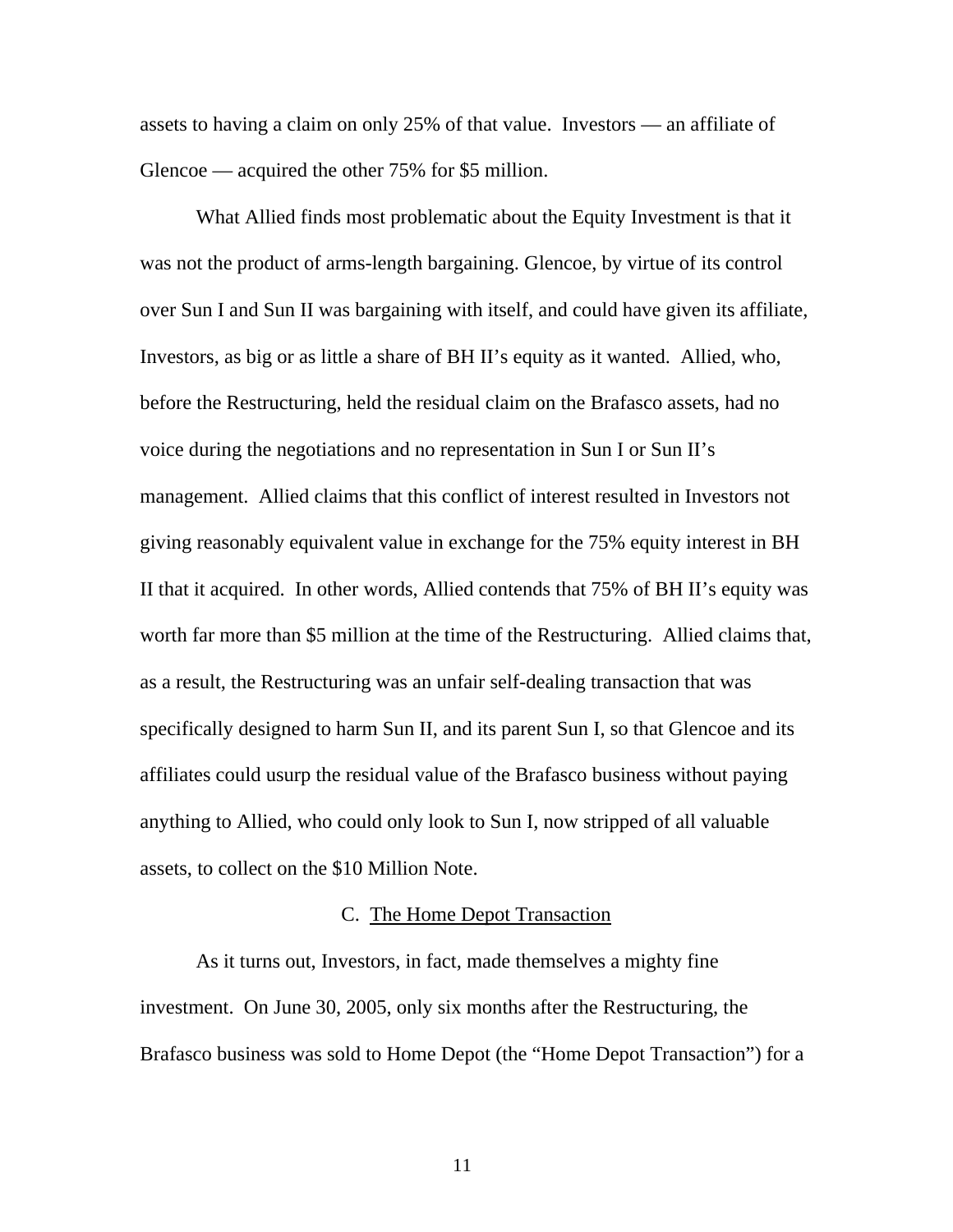assets to having a claim on only 25% of that value. Investors — an affiliate of Glencoe — acquired the other 75% for $5 million.

What Allied finds most problematic about the Equity Investment is that it was not the product of arms-length bargaining. Glencoe, by virtue of its control over Sun I and Sun II was bargaining with itself, and could have given its affiliate, Investors, as big or as little a share of BH II's equity as it wanted. Allied, who, before the Restructuring, held the residual claim on the Brafasco assets, had no voice during the negotiations and no representation in Sun I or Sun II's management. Allied claims that this conflict of interest resulted in Investors not giving reasonably equivalent value in exchange for the 75% equity interest in BH II that it acquired. In other words, Allied contends that 75% of BH II's equity was worth far more than $5 million at the time of the Restructuring. Allied claims that, as a result, the Restructuring was an unfair self-dealing transaction that was specifically designed to harm Sun II, and its parent Sun I, so that Glencoe and its affiliates could usurp the residual value of the Brafasco business without paying anything to Allied, who could only look to Sun I, now stripped of all valuable assets, to collect on the $10 Million Note.

## C. The Home Depot Transaction

As it turns out, Investors, in fact, made themselves a mighty fine investment. On June 30, 2005, only six months after the Restructuring, the Brafasco business was sold to Home Depot (the "Home Depot Transaction") for a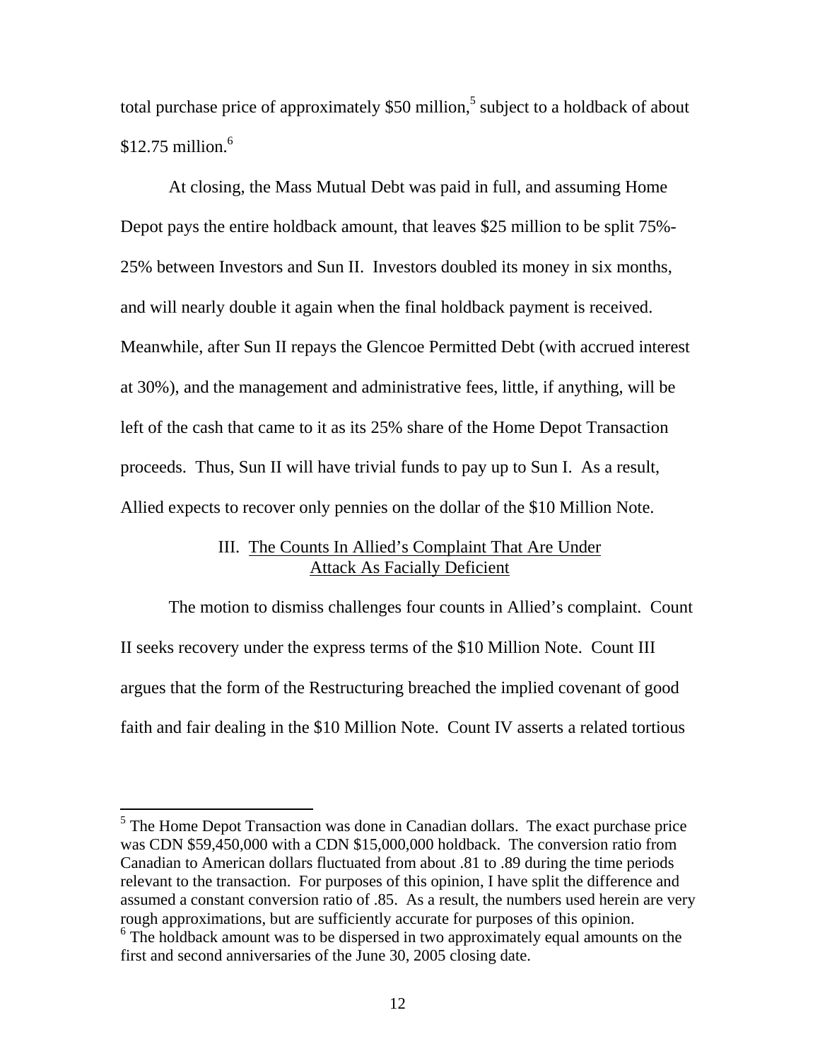total purchase price of approximately $50 million,[5] subject to a holdback of about $12.75 million.[6]

At closing, the Mass Mutual Debt was paid in full, and assuming Home Depot pays the entire holdback amount, that leaves $25 million to be split 75%-25% between Investors and Sun II. Investors doubled its money in six months, and will nearly double it again when the final holdback payment is received. Meanwhile, after Sun II repays the Glencoe Permitted Debt (with accrued interest at 30%), and the management and administrative fees, little, if anything, will be left of the cash that came to it as its 25% share of the Home Depot Transaction proceeds. Thus, Sun II will have trivial funds to pay up to Sun I. As a result, Allied expects to recover only pennies on the dollar of the $10 Million Note.

### III. The Counts In Allied's Complaint That Are Under Attack As Facially Deficient

The motion to dismiss challenges four counts in Allied's complaint. Count II seeks recovery under the express terms of the $10 Million Note. Count III argues that the form of the Restructuring breached the implied covenant of good faith and fair dealing in the $10 Million Note. Count IV asserts a related tortious

---

[5] The Home Depot Transaction was done in Canadian dollars. The exact purchase price was CDN $59,450,000 with a CDN $15,000,000 holdback. The conversion ratio from Canadian to American dollars fluctuated from about .81 to .89 during the time periods relevant to the transaction. For purposes of this opinion, I have split the difference and assumed a constant conversion ratio of .85. As a result, the numbers used herein are very rough approximations, but are sufficiently accurate for purposes of this opinion.

[6] The holdback amount was to be dispersed in two approximately equal amounts on the first and second anniversaries of the June 30, 2005 closing date.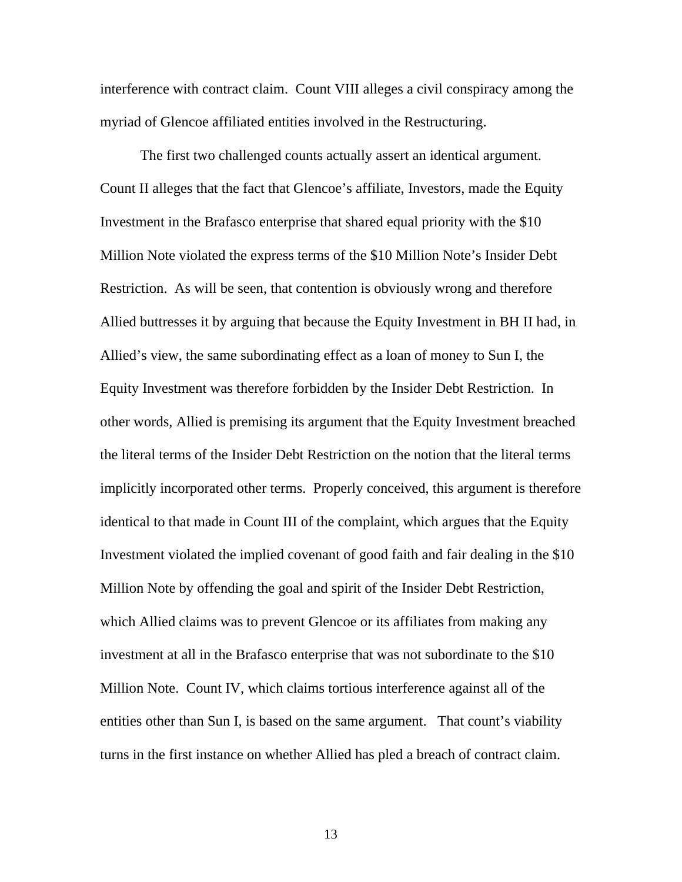interference with contract claim. Count VIII alleges a civil conspiracy among the myriad of Glencoe affiliated entities involved in the Restructuring.

The first two challenged counts actually assert an identical argument. Count II alleges that the fact that Glencoe's affiliate, Investors, made the Equity Investment in the Brafasco enterprise that shared equal priority with the $10 Million Note violated the express terms of the $10 Million Note's Insider Debt Restriction. As will be seen, that contention is obviously wrong and therefore Allied buttresses it by arguing that because the Equity Investment in BH II had, in Allied's view, the same subordinating effect as a loan of money to Sun I, the Equity Investment was therefore forbidden by the Insider Debt Restriction. In other words, Allied is premising its argument that the Equity Investment breached the literal terms of the Insider Debt Restriction on the notion that the literal terms implicitly incorporated other terms. Properly conceived, this argument is therefore identical to that made in Count III of the complaint, which argues that the Equity Investment violated the implied covenant of good faith and fair dealing in the $10 Million Note by offending the goal and spirit of the Insider Debt Restriction, which Allied claims was to prevent Glencoe or its affiliates from making any investment at all in the Brafasco enterprise that was not subordinate to the $10 Million Note. Count IV, which claims tortious interference against all of the entities other than Sun I, is based on the same argument. That count's viability turns in the first instance on whether Allied has pled a breach of contract claim.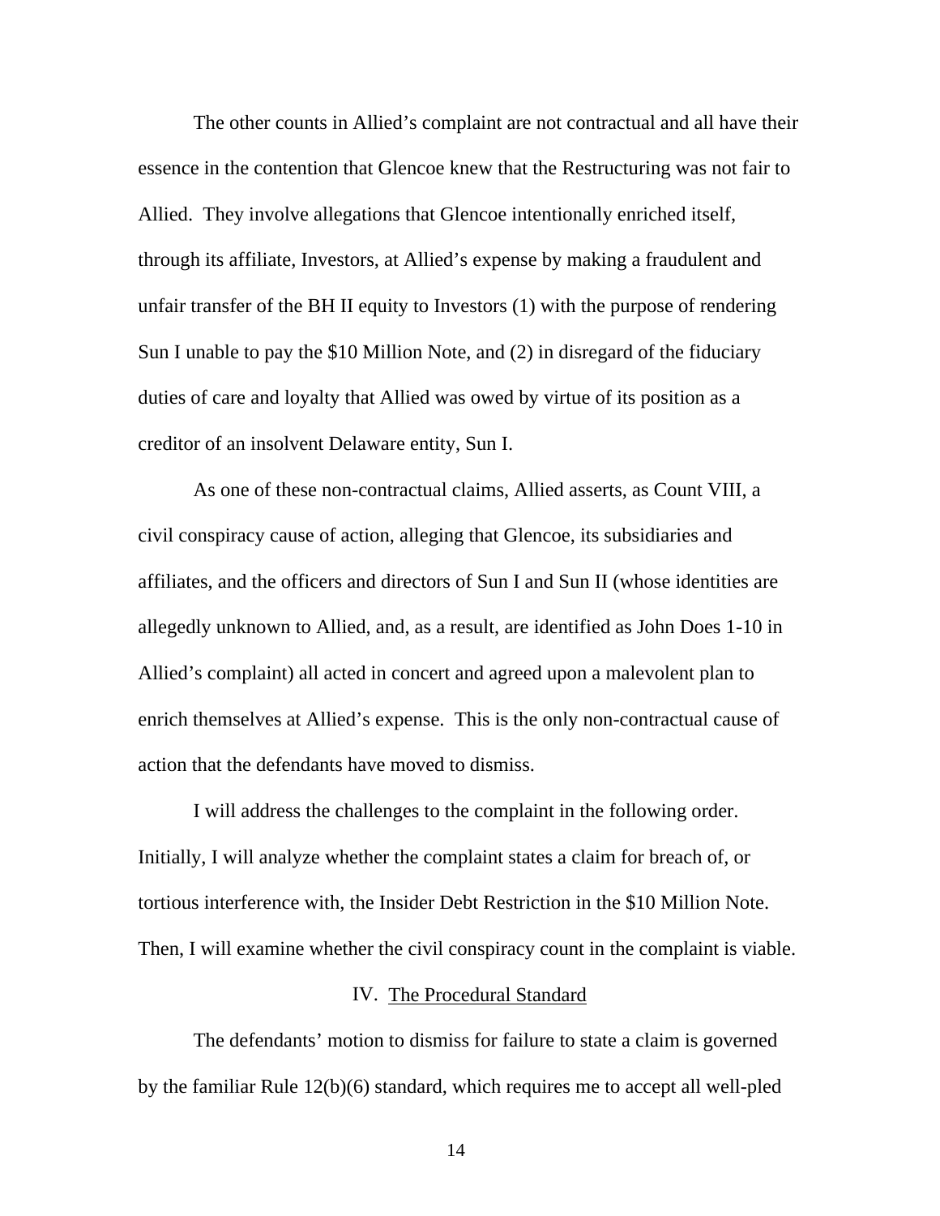The other counts in Allied's complaint are not contractual and all have their essence in the contention that Glencoe knew that the Restructuring was not fair to Allied. They involve allegations that Glencoe intentionally enriched itself, through its affiliate, Investors, at Allied's expense by making a fraudulent and unfair transfer of the BH II equity to Investors (1) with the purpose of rendering Sun I unable to pay the $10 Million Note, and (2) in disregard of the fiduciary duties of care and loyalty that Allied was owed by virtue of its position as a creditor of an insolvent Delaware entity, Sun I.

As one of these non-contractual claims, Allied asserts, as Count VIII, a civil conspiracy cause of action, alleging that Glencoe, its subsidiaries and affiliates, and the officers and directors of Sun I and Sun II (whose identities are allegedly unknown to Allied, and, as a result, are identified as John Does 1-10 in Allied's complaint) all acted in concert and agreed upon a malevolent plan to enrich themselves at Allied's expense. This is the only non-contractual cause of action that the defendants have moved to dismiss.

I will address the challenges to the complaint in the following order. Initially, I will analyze whether the complaint states a claim for breach of, or tortious interference with, the Insider Debt Restriction in the $10 Million Note. Then, I will examine whether the civil conspiracy count in the complaint is viable.

## IV. The Procedural Standard

The defendants' motion to dismiss for failure to state a claim is governed by the familiar Rule 12(b)(6) standard, which requires me to accept all well-pled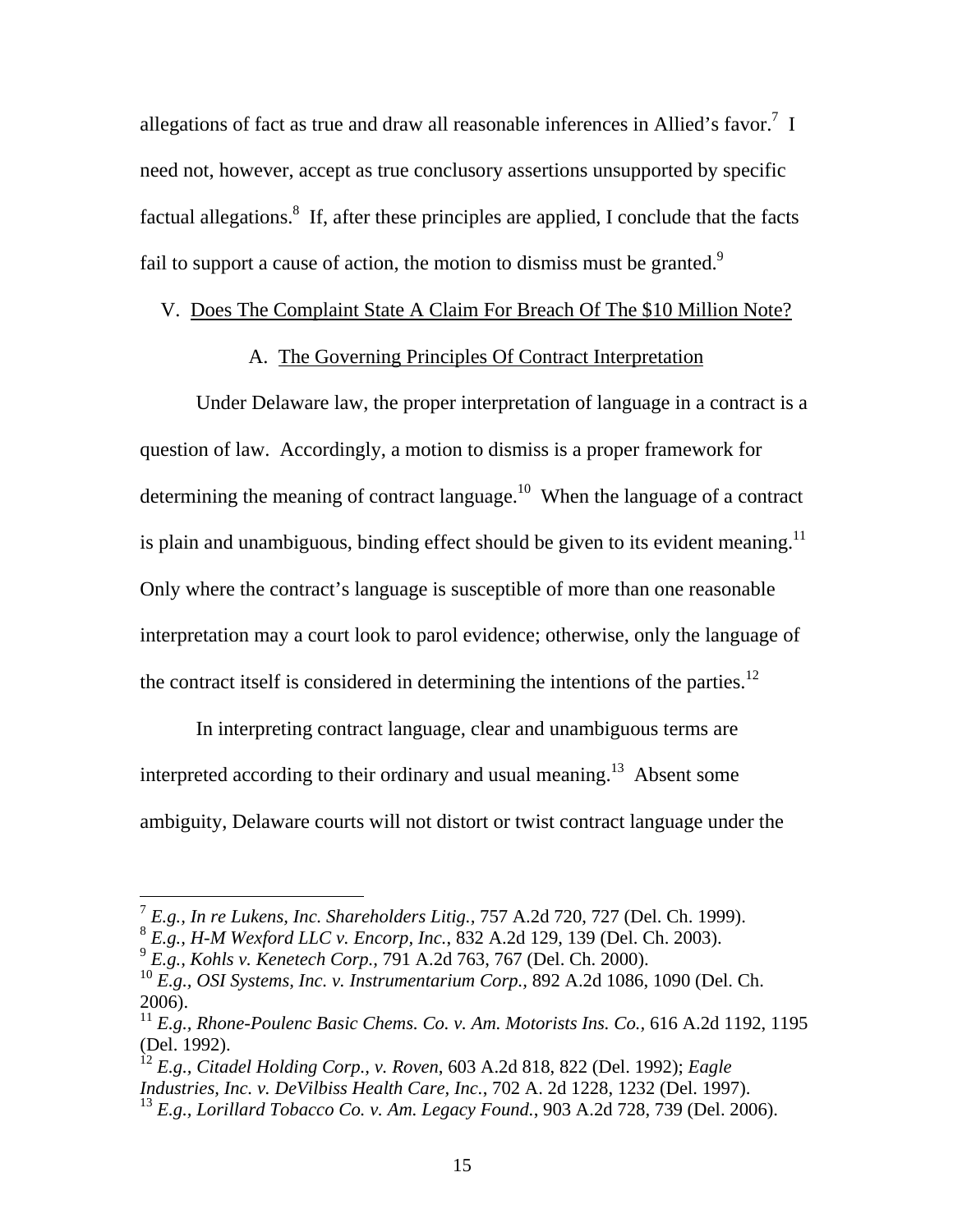allegations of fact as true and draw all reasonable inferences in Allied's favor.[7] I need not, however, accept as true conclusory assertions unsupported by specific factual allegations.[8] If, after these principles are applied, I conclude that the facts fail to support a cause of action, the motion to dismiss must be granted.[9]

## V. Does The Complaint State A Claim For Breach Of The $10 Million Note?

### A. The Governing Principles Of Contract Interpretation

Under Delaware law, the proper interpretation of language in a contract is a question of law. Accordingly, a motion to dismiss is a proper framework for determining the meaning of contract language.[10] When the language of a contract is plain and unambiguous, binding effect should be given to its evident meaning.[11] Only where the contract's language is susceptible of more than one reasonable interpretation may a court look to parol evidence; otherwise, only the language of the contract itself is considered in determining the intentions of the parties.[12]

In interpreting contract language, clear and unambiguous terms are interpreted according to their ordinary and usual meaning.[13] Absent some ambiguity, Delaware courts will not distort or twist contract language under the

---

[7] *E.g.*, *In re Lukens, Inc. Shareholders Litig.*, 757 A.2d 720, 727 (Del. Ch. 1999).

[8] *E.g.*, *H-M Wexford LLC v. Encorp, Inc.*, 832 A.2d 129, 139 (Del. Ch. 2003).

[9] *E.g.*, *Kohls v. Kenetech Corp.*, 791 A.2d 763, 767 (Del. Ch. 2000).

[10] *E.g.*, *OSI Systems, Inc. v. Instrumentarium Corp.*, 892 A.2d 1086, 1090 (Del. Ch. 2006).

[11] *E.g.*, *Rhone-Poulenc Basic Chems. Co. v. Am. Motorists Ins. Co.*, 616 A.2d 1192, 1195 (Del. 1992).

[12] *E.g.*, *Citadel Holding Corp., v. Roven*, 603 A.2d 818, 822 (Del. 1992); *Eagle Industries, Inc. v. DeVilbiss Health Care, Inc.*, 702 A. 2d 1228, 1232 (Del. 1997).

[13] *E.g.*, *Lorillard Tobacco Co. v. Am. Legacy Found.*, 903 A.2d 728, 739 (Del. 2006).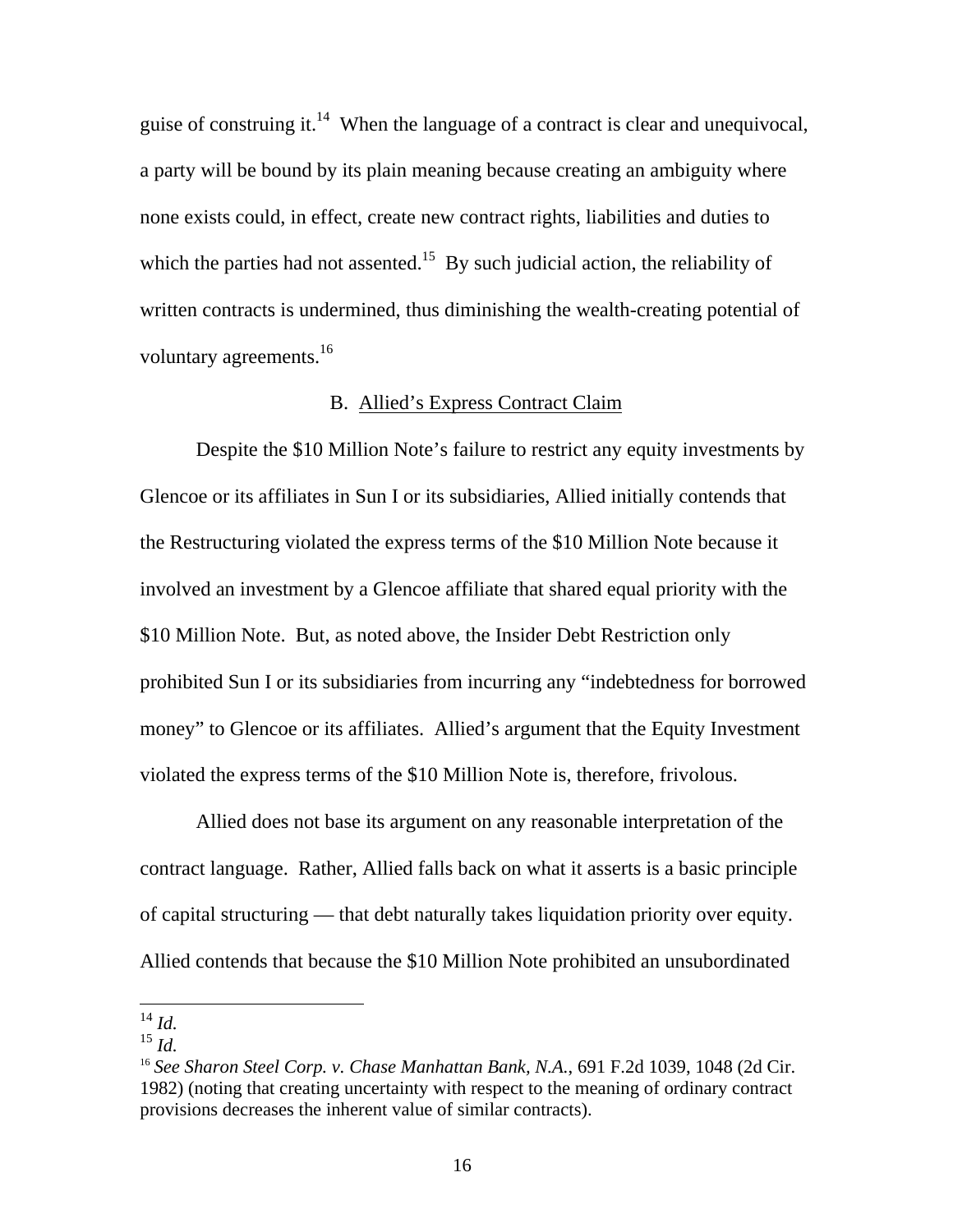guise of construing it.[14] When the language of a contract is clear and unequivocal, a party will be bound by its plain meaning because creating an ambiguity where none exists could, in effect, create new contract rights, liabilities and duties to which the parties had not assented.[15] By such judicial action, the reliability of written contracts is undermined, thus diminishing the wealth-creating potential of voluntary agreements.[16]

### B. Allied's Express Contract Claim

Despite the \$10 Million Note's failure to restrict any equity investments by Glencoe or its affiliates in Sun I or its subsidiaries, Allied initially contends that the Restructuring violated the express terms of the \$10 Million Note because it involved an investment by a Glencoe affiliate that shared equal priority with the \$10 Million Note. But, as noted above, the Insider Debt Restriction only prohibited Sun I or its subsidiaries from incurring any "indebtedness for borrowed money" to Glencoe or its affiliates. Allied's argument that the Equity Investment violated the express terms of the \$10 Million Note is, therefore, frivolous.

Allied does not base its argument on any reasonable interpretation of the contract language. Rather, Allied falls back on what it asserts is a basic principle of capital structuring — that debt naturally takes liquidation priority over equity. Allied contends that because the \$10 Million Note prohibited an unsubordinated

---

[14] *Id.*

[15] *Id.*

[16] *See Sharon Steel Corp. v. Chase Manhattan Bank, N.A.*, 691 F.2d 1039, 1048 (2d Cir. 1982) (noting that creating uncertainty with respect to the meaning of ordinary contract provisions decreases the inherent value of similar contracts).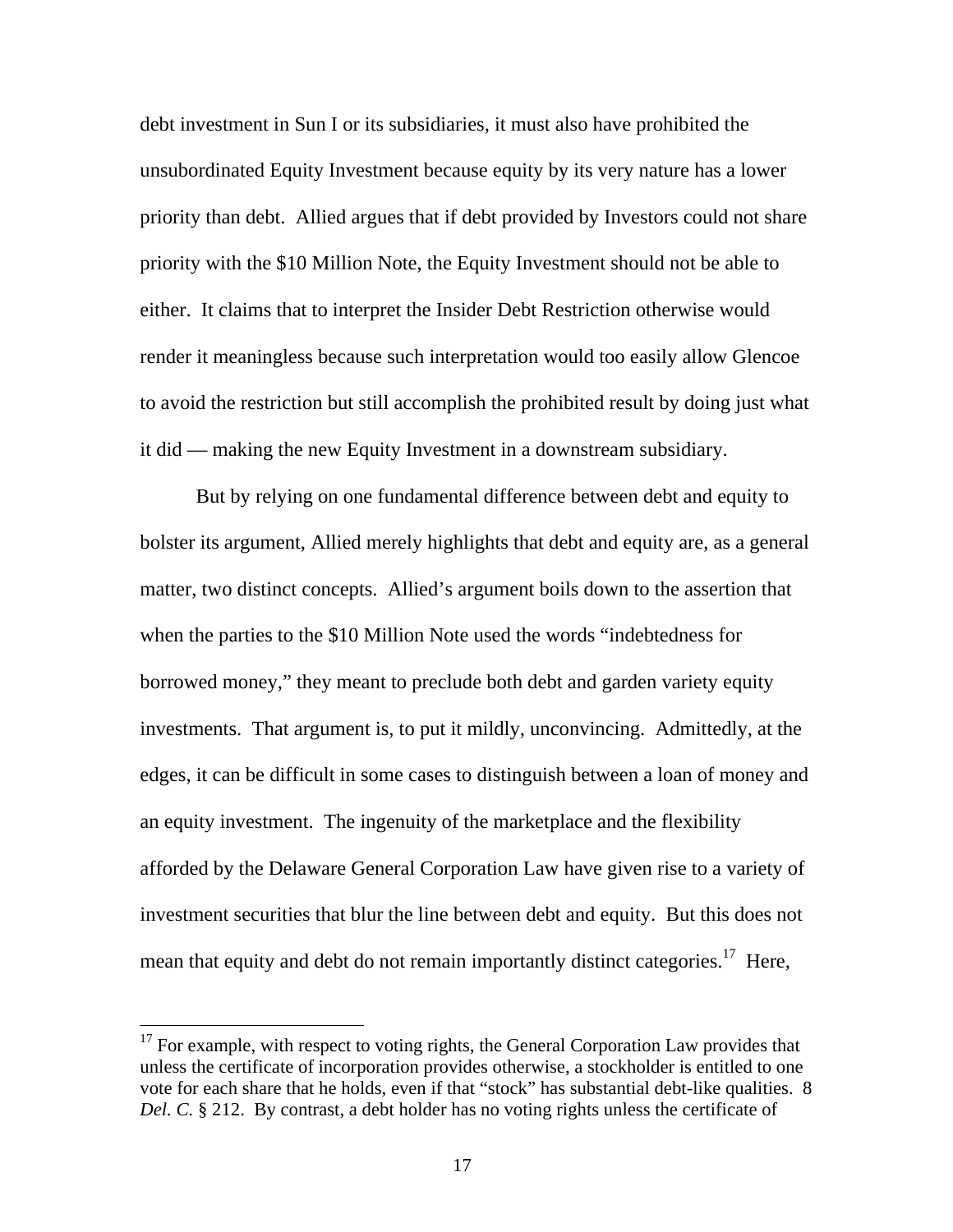debt investment in Sun I or its subsidiaries, it must also have prohibited the unsubordinated Equity Investment because equity by its very nature has a lower priority than debt. Allied argues that if debt provided by Investors could not share priority with the $10 Million Note, the Equity Investment should not be able to either. It claims that to interpret the Insider Debt Restriction otherwise would render it meaningless because such interpretation would too easily allow Glencoe to avoid the restriction but still accomplish the prohibited result by doing just what it did — making the new Equity Investment in a downstream subsidiary.

But by relying on one fundamental difference between debt and equity to bolster its argument, Allied merely highlights that debt and equity are, as a general matter, two distinct concepts. Allied's argument boils down to the assertion that when the parties to the $10 Million Note used the words "indebtedness for borrowed money," they meant to preclude both debt and garden variety equity investments. That argument is, to put it mildly, unconvincing. Admittedly, at the edges, it can be difficult in some cases to distinguish between a loan of money and an equity investment. The ingenuity of the marketplace and the flexibility afforded by the Delaware General Corporation Law have given rise to a variety of investment securities that blur the line between debt and equity. But this does not mean that equity and debt do not remain importantly distinct categories.[17] Here,

[17] For example, with respect to voting rights, the General Corporation Law provides that unless the certificate of incorporation provides otherwise, a stockholder is entitled to one vote for each share that he holds, even if that "stock" has substantial debt-like qualities. 8 *Del. C.* § 212. By contrast, a debt holder has no voting rights unless the certificate of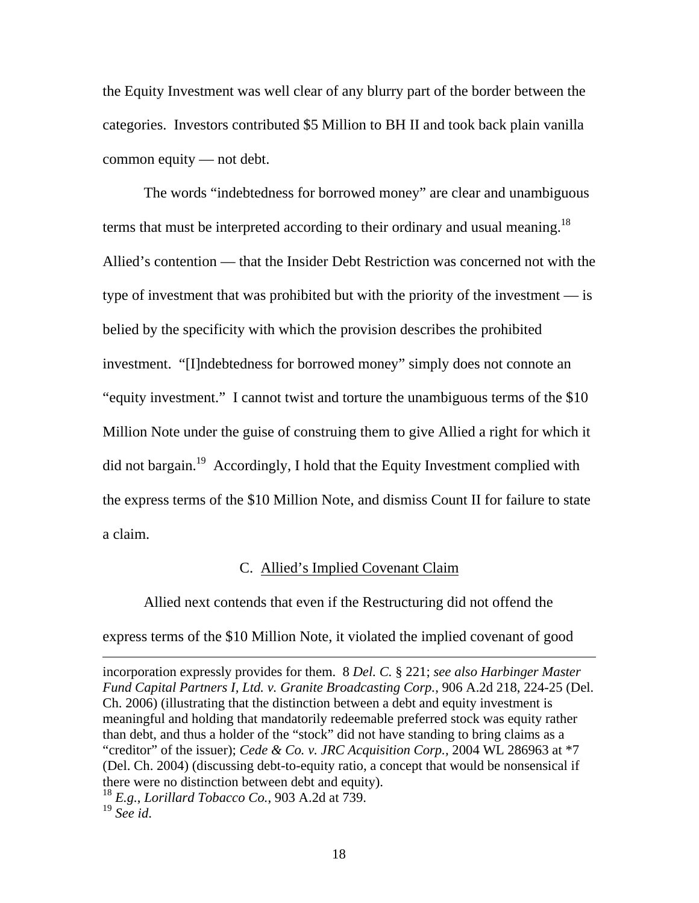the Equity Investment was well clear of any blurry part of the border between the categories. Investors contributed $5 Million to BH II and took back plain vanilla common equity — not debt.

The words "indebtedness for borrowed money" are clear and unambiguous terms that must be interpreted according to their ordinary and usual meaning.[18] Allied's contention — that the Insider Debt Restriction was concerned not with the type of investment that was prohibited but with the priority of the investment — is belied by the specificity with which the provision describes the prohibited investment. "[I]ndebtedness for borrowed money" simply does not connote an "equity investment." I cannot twist and torture the unambiguous terms of the $10 Million Note under the guise of construing them to give Allied a right for which it did not bargain.[19] Accordingly, I hold that the Equity Investment complied with the express terms of the $10 Million Note, and dismiss Count II for failure to state a claim.

### C. Allied's Implied Covenant Claim

Allied next contends that even if the Restructuring did not offend the express terms of the $10 Million Note, it violated the implied covenant of good

---

incorporation expressly provides for them. 8 *Del. C.* § 221; *see also Harbinger Master Fund Capital Partners I, Ltd. v. Granite Broadcasting Corp.*, 906 A.2d 218, 224-25 (Del. Ch. 2006) (illustrating that the distinction between a debt and equity investment is meaningful and holding that mandatorily redeemable preferred stock was equity rather than debt, and thus a holder of the "stock" did not have standing to bring claims as a "creditor" of the issuer); *Cede & Co. v. JRC Acquisition Corp.*, 2004 WL 286963 at *7 (Del. Ch. 2004) (discussing debt-to-equity ratio, a concept that would be nonsensical if there were no distinction between debt and equity).

[18] *E.g.*, *Lorillard Tobacco Co.*, 903 A.2d at 739.

[19] *See id*.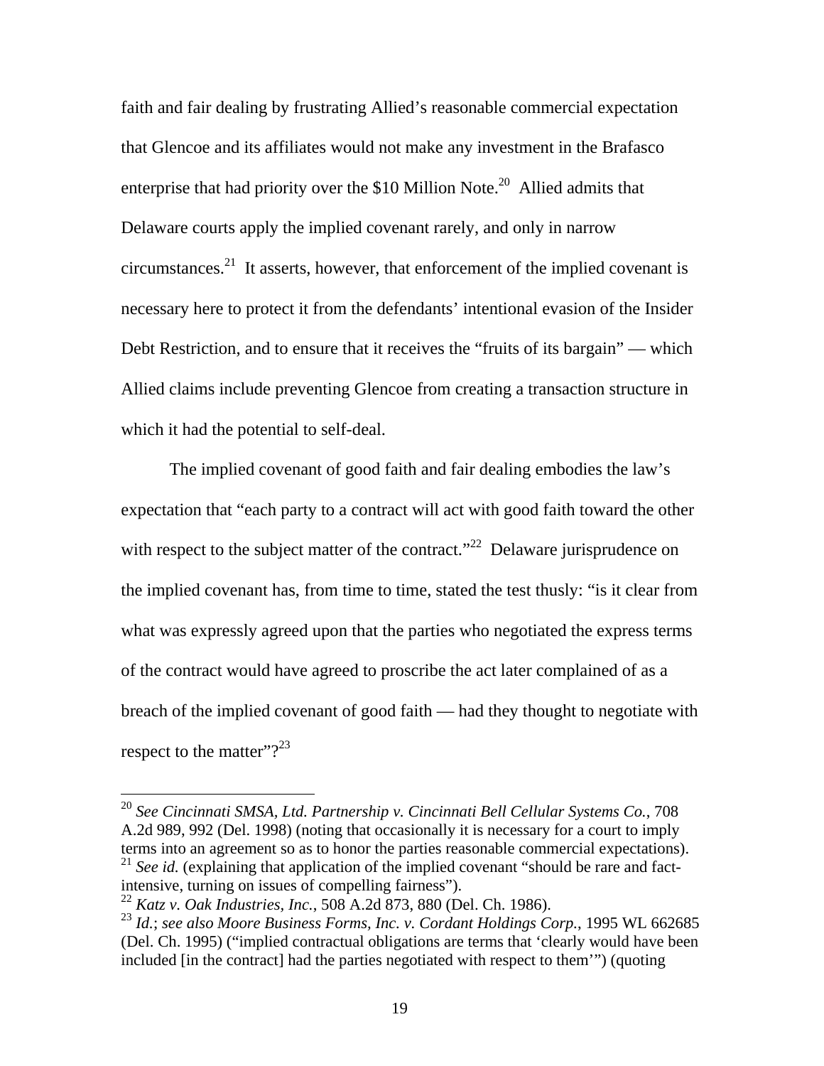faith and fair dealing by frustrating Allied's reasonable commercial expectation that Glencoe and its affiliates would not make any investment in the Brafasco enterprise that had priority over the $10 Million Note.[20] Allied admits that Delaware courts apply the implied covenant rarely, and only in narrow circumstances.[21] It asserts, however, that enforcement of the implied covenant is necessary here to protect it from the defendants' intentional evasion of the Insider Debt Restriction, and to ensure that it receives the "fruits of its bargain" — which Allied claims include preventing Glencoe from creating a transaction structure in which it had the potential to self-deal.

The implied covenant of good faith and fair dealing embodies the law's expectation that "each party to a contract will act with good faith toward the other with respect to the subject matter of the contract."[22] Delaware jurisprudence on the implied covenant has, from time to time, stated the test thusly: "is it clear from what was expressly agreed upon that the parties who negotiated the express terms of the contract would have agreed to proscribe the act later complained of as a breach of the implied covenant of good faith — had they thought to negotiate with respect to the matter"?[23]

---

[20] *See Cincinnati SMSA, Ltd. Partnership v. Cincinnati Bell Cellular Systems Co.*, 708 A.2d 989, 992 (Del. 1998) (noting that occasionally it is necessary for a court to imply terms into an agreement so as to honor the parties reasonable commercial expectations).

[21] *See id.* (explaining that application of the implied covenant "should be rare and fact-intensive, turning on issues of compelling fairness").

[22] *Katz v. Oak Industries, Inc.*, 508 A.2d 873, 880 (Del. Ch. 1986).

[23] *Id.*; *see also Moore Business Forms, Inc. v. Cordant Holdings Corp.*, 1995 WL 662685 (Del. Ch. 1995) ("implied contractual obligations are terms that 'clearly would have been included [in the contract] had the parties negotiated with respect to them'") (quoting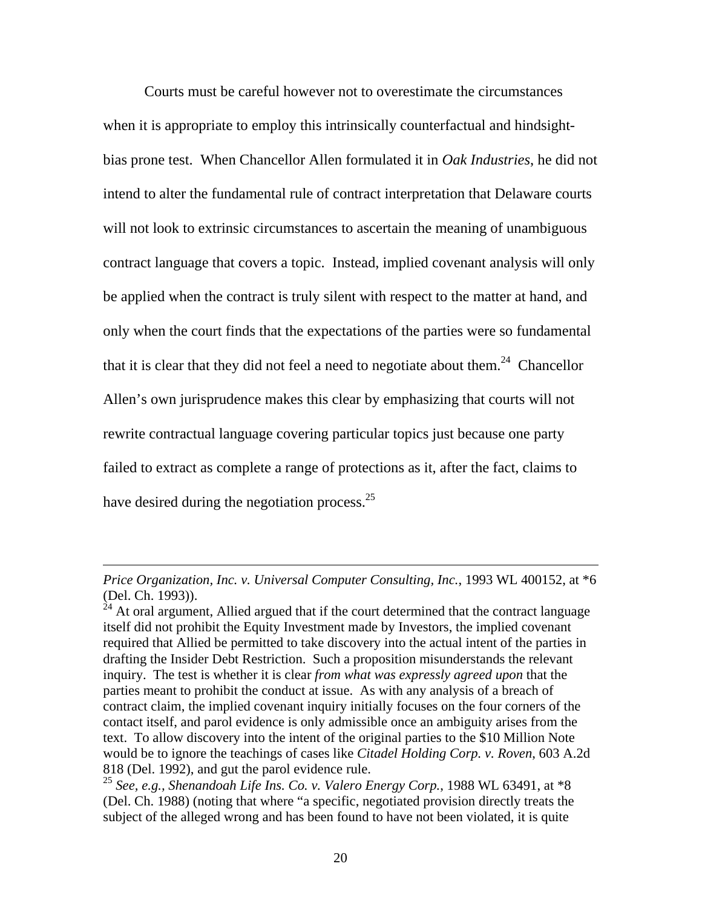Courts must be careful however not to overestimate the circumstances when it is appropriate to employ this intrinsically counterfactual and hindsight-bias prone test. When Chancellor Allen formulated it in *Oak Industries*, he did not intend to alter the fundamental rule of contract interpretation that Delaware courts will not look to extrinsic circumstances to ascertain the meaning of unambiguous contract language that covers a topic. Instead, implied covenant analysis will only be applied when the contract is truly silent with respect to the matter at hand, and only when the court finds that the expectations of the parties were so fundamental that it is clear that they did not feel a need to negotiate about them.[24] Chancellor Allen's own jurisprudence makes this clear by emphasizing that courts will not rewrite contractual language covering particular topics just because one party failed to extract as complete a range of protections as it, after the fact, claims to have desired during the negotiation process.[25]

---

*Price Organization, Inc. v. Universal Computer Consulting, Inc.*, 1993 WL 400152, at *6 (Del. Ch. 1993)).

[24] At oral argument, Allied argued that if the court determined that the contract language itself did not prohibit the Equity Investment made by Investors, the implied covenant required that Allied be permitted to take discovery into the actual intent of the parties in drafting the Insider Debt Restriction. Such a proposition misunderstands the relevant inquiry. The test is whether it is clear *from what was expressly agreed upon* that the parties meant to prohibit the conduct at issue. As with any analysis of a breach of contract claim, the implied covenant inquiry initially focuses on the four corners of the contact itself, and parol evidence is only admissible once an ambiguity arises from the text. To allow discovery into the intent of the original parties to the $10 Million Note would be to ignore the teachings of cases like *Citadel Holding Corp. v. Roven*, 603 A.2d 818 (Del. 1992), and gut the parol evidence rule.

[25] *See, e.g.*, *Shenandoah Life Ins. Co. v. Valero Energy Corp.*, 1988 WL 63491, at *8 (Del. Ch. 1988) (noting that where "a specific, negotiated provision directly treats the subject of the alleged wrong and has been found to have not been violated, it is quite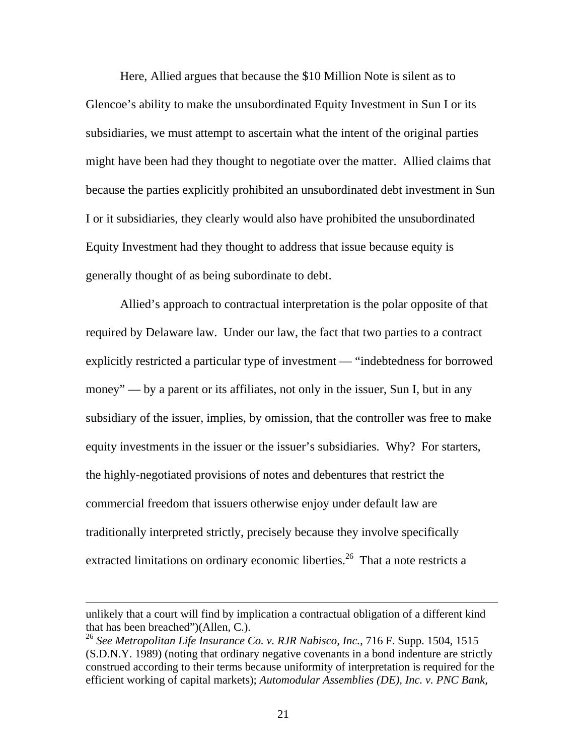Here, Allied argues that because the $10 Million Note is silent as to Glencoe's ability to make the unsubordinated Equity Investment in Sun I or its subsidiaries, we must attempt to ascertain what the intent of the original parties might have been had they thought to negotiate over the matter. Allied claims that because the parties explicitly prohibited an unsubordinated debt investment in Sun I or it subsidiaries, they clearly would also have prohibited the unsubordinated Equity Investment had they thought to address that issue because equity is generally thought of as being subordinate to debt.

Allied's approach to contractual interpretation is the polar opposite of that required by Delaware law. Under our law, the fact that two parties to a contract explicitly restricted a particular type of investment — "indebtedness for borrowed money" — by a parent or its affiliates, not only in the issuer, Sun I, but in any subsidiary of the issuer, implies, by omission, that the controller was free to make equity investments in the issuer or the issuer's subsidiaries. Why? For starters, the highly-negotiated provisions of notes and debentures that restrict the commercial freedom that issuers otherwise enjoy under default law are traditionally interpreted strictly, precisely because they involve specifically extracted limitations on ordinary economic liberties.[26] That a note restricts a

---

unlikely that a court will find by implication a contractual obligation of a different kind that has been breached")(Allen, C.).

[26] *See Metropolitan Life Insurance Co. v. RJR Nabisco, Inc.*, 716 F. Supp. 1504, 1515 (S.D.N.Y. 1989) (noting that ordinary negative covenants in a bond indenture are strictly construed according to their terms because uniformity of interpretation is required for the efficient working of capital markets); *Automodular Assemblies (DE), Inc. v. PNC Bank,*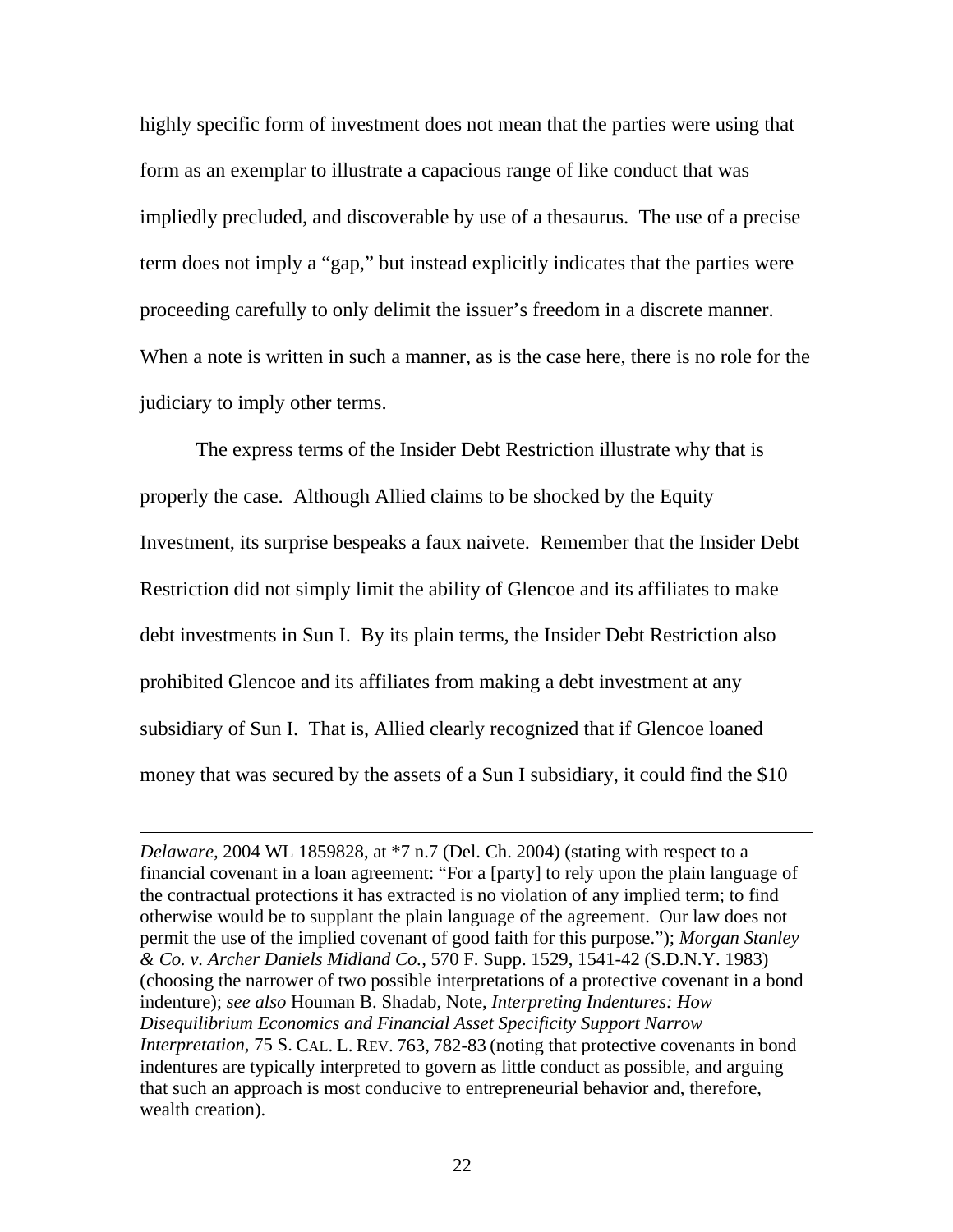highly specific form of investment does not mean that the parties were using that form as an exemplar to illustrate a capacious range of like conduct that was impliedly precluded, and discoverable by use of a thesaurus. The use of a precise term does not imply a "gap," but instead explicitly indicates that the parties were proceeding carefully to only delimit the issuer's freedom in a discrete manner. When a note is written in such a manner, as is the case here, there is no role for the judiciary to imply other terms.

The express terms of the Insider Debt Restriction illustrate why that is properly the case. Although Allied claims to be shocked by the Equity Investment, its surprise bespeaks a faux naivete. Remember that the Insider Debt Restriction did not simply limit the ability of Glencoe and its affiliates to make debt investments in Sun I. By its plain terms, the Insider Debt Restriction also prohibited Glencoe and its affiliates from making a debt investment at any subsidiary of Sun I. That is, Allied clearly recognized that if Glencoe loaned money that was secured by the assets of a Sun I subsidiary, it could find the $10

---

*Delaware*, 2004 WL 1859828, at *7 n.7 (Del. Ch. 2004) (stating with respect to a financial covenant in a loan agreement: "For a [party] to rely upon the plain language of the contractual protections it has extracted is no violation of any implied term; to find otherwise would be to supplant the plain language of the agreement. Our law does not permit the use of the implied covenant of good faith for this purpose."); *Morgan Stanley & Co. v. Archer Daniels Midland Co.*, 570 F. Supp. 1529, 1541-42 (S.D.N.Y. 1983) (choosing the narrower of two possible interpretations of a protective covenant in a bond indenture); *see also* Houman B. Shadab, Note, *Interpreting Indentures: How Disequilibrium Economics and Financial Asset Specificity Support Narrow Interpretation*, 75 S. CAL. L. REV. 763, 782-83 (noting that protective covenants in bond indentures are typically interpreted to govern as little conduct as possible, and arguing that such an approach is most conducive to entrepreneurial behavior and, therefore, wealth creation).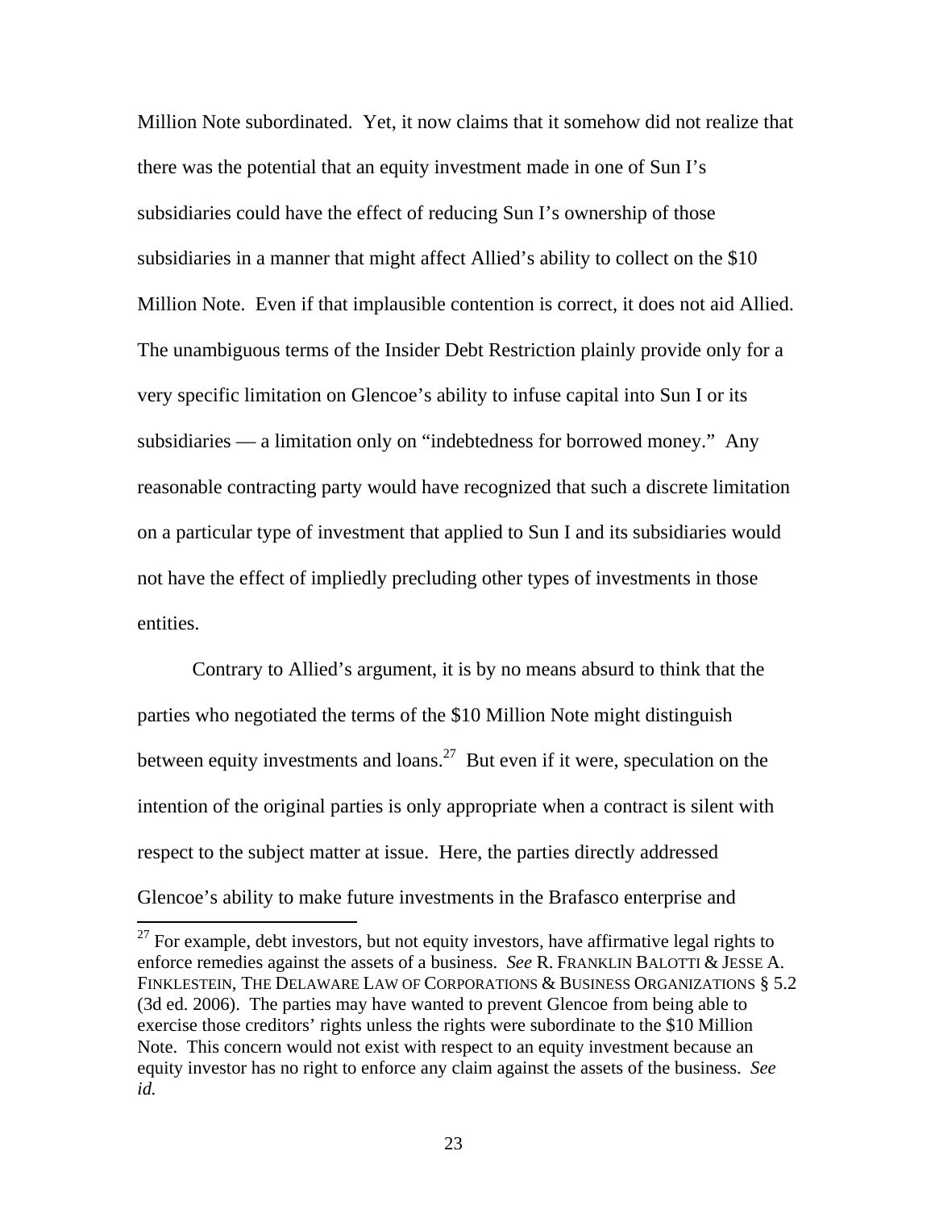Million Note subordinated. Yet, it now claims that it somehow did not realize that there was the potential that an equity investment made in one of Sun I's subsidiaries could have the effect of reducing Sun I's ownership of those subsidiaries in a manner that might affect Allied's ability to collect on the $10 Million Note. Even if that implausible contention is correct, it does not aid Allied. The unambiguous terms of the Insider Debt Restriction plainly provide only for a very specific limitation on Glencoe's ability to infuse capital into Sun I or its subsidiaries — a limitation only on "indebtedness for borrowed money." Any reasonable contracting party would have recognized that such a discrete limitation on a particular type of investment that applied to Sun I and its subsidiaries would not have the effect of impliedly precluding other types of investments in those entities.

Contrary to Allied's argument, it is by no means absurd to think that the parties who negotiated the terms of the $10 Million Note might distinguish between equity investments and loans.[27] But even if it were, speculation on the intention of the original parties is only appropriate when a contract is silent with respect to the subject matter at issue. Here, the parties directly addressed Glencoe's ability to make future investments in the Brafasco enterprise and

---

[27] For example, debt investors, but not equity investors, have affirmative legal rights to enforce remedies against the assets of a business. *See* R. FRANKLIN BALOTTI & JESSE A. FINKLESTEIN, THE DELAWARE LAW OF CORPORATIONS & BUSINESS ORGANIZATIONS § 5.2 (3d ed. 2006). The parties may have wanted to prevent Glencoe from being able to exercise those creditors' rights unless the rights were subordinate to the $10 Million Note. This concern would not exist with respect to an equity investment because an equity investor has no right to enforce any claim against the assets of the business. *See id.*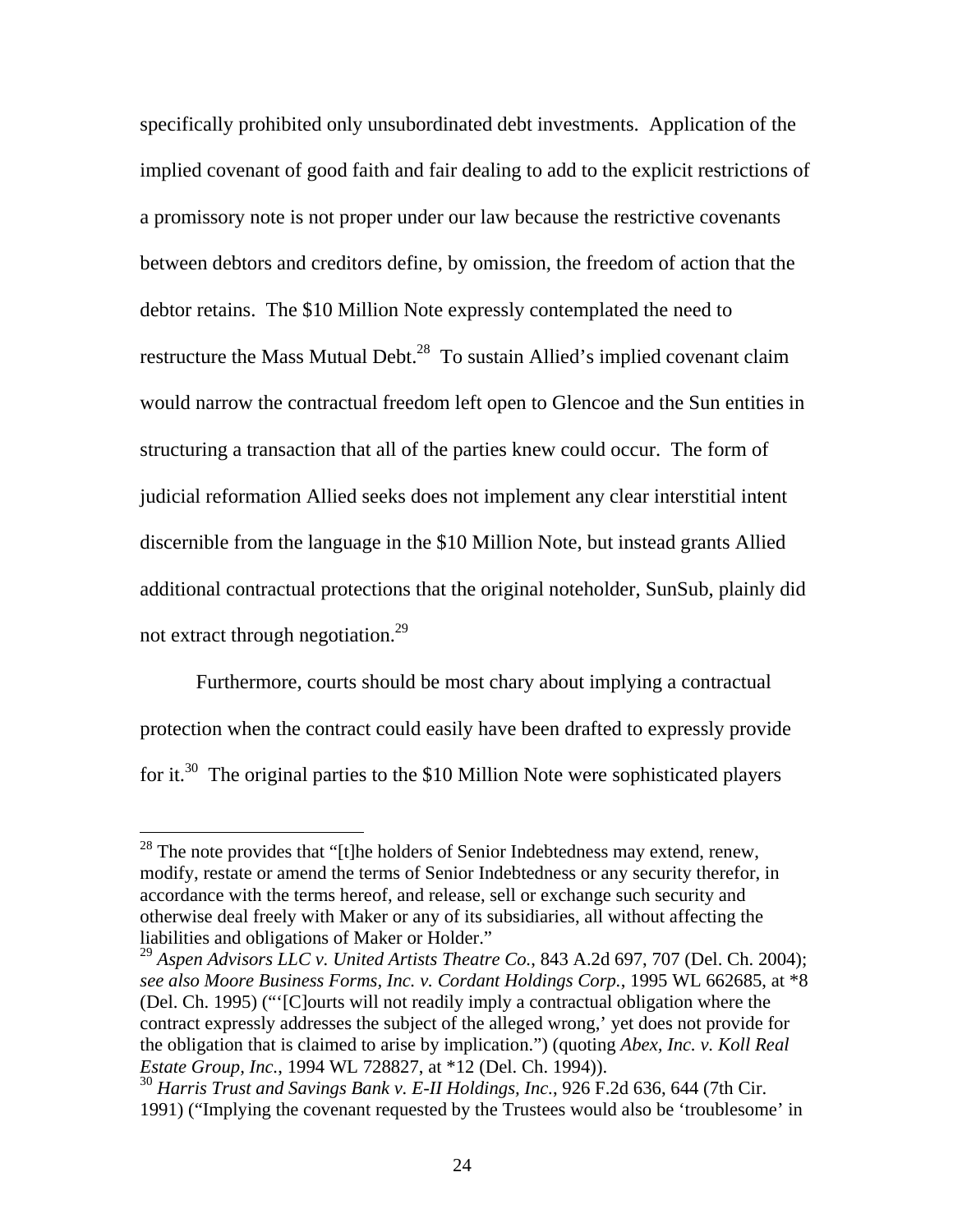specifically prohibited only unsubordinated debt investments. Application of the implied covenant of good faith and fair dealing to add to the explicit restrictions of a promissory note is not proper under our law because the restrictive covenants between debtors and creditors define, by omission, the freedom of action that the debtor retains. The $10 Million Note expressly contemplated the need to restructure the Mass Mutual Debt.[28] To sustain Allied's implied covenant claim would narrow the contractual freedom left open to Glencoe and the Sun entities in structuring a transaction that all of the parties knew could occur. The form of judicial reformation Allied seeks does not implement any clear interstitial intent discernible from the language in the $10 Million Note, but instead grants Allied additional contractual protections that the original noteholder, SunSub, plainly did not extract through negotiation.[29]

Furthermore, courts should be most chary about implying a contractual protection when the contract could easily have been drafted to expressly provide for it.[30] The original parties to the $10 Million Note were sophisticated players

---

[28] The note provides that "[t]he holders of Senior Indebtedness may extend, renew, modify, restate or amend the terms of Senior Indebtedness or any security therefor, in accordance with the terms hereof, and release, sell or exchange such security and otherwise deal freely with Maker or any of its subsidiaries, all without affecting the liabilities and obligations of Maker or Holder."

[29] *Aspen Advisors LLC v. United Artists Theatre Co.*, 843 A.2d 697, 707 (Del. Ch. 2004); *see also Moore Business Forms, Inc. v. Cordant Holdings Corp.*, 1995 WL 662685, at *8 (Del. Ch. 1995) ("'[C]ourts will not readily imply a contractual obligation where the contract expressly addresses the subject of the alleged wrong,' yet does not provide for the obligation that is claimed to arise by implication.") (quoting *Abex, Inc. v. Koll Real Estate Group, Inc.*, 1994 WL 728827, at *12 (Del. Ch. 1994)).

[30] *Harris Trust and Savings Bank v. E-II Holdings, Inc.*, 926 F.2d 636, 644 (7th Cir. 1991) ("Implying the covenant requested by the Trustees would also be 'troublesome' in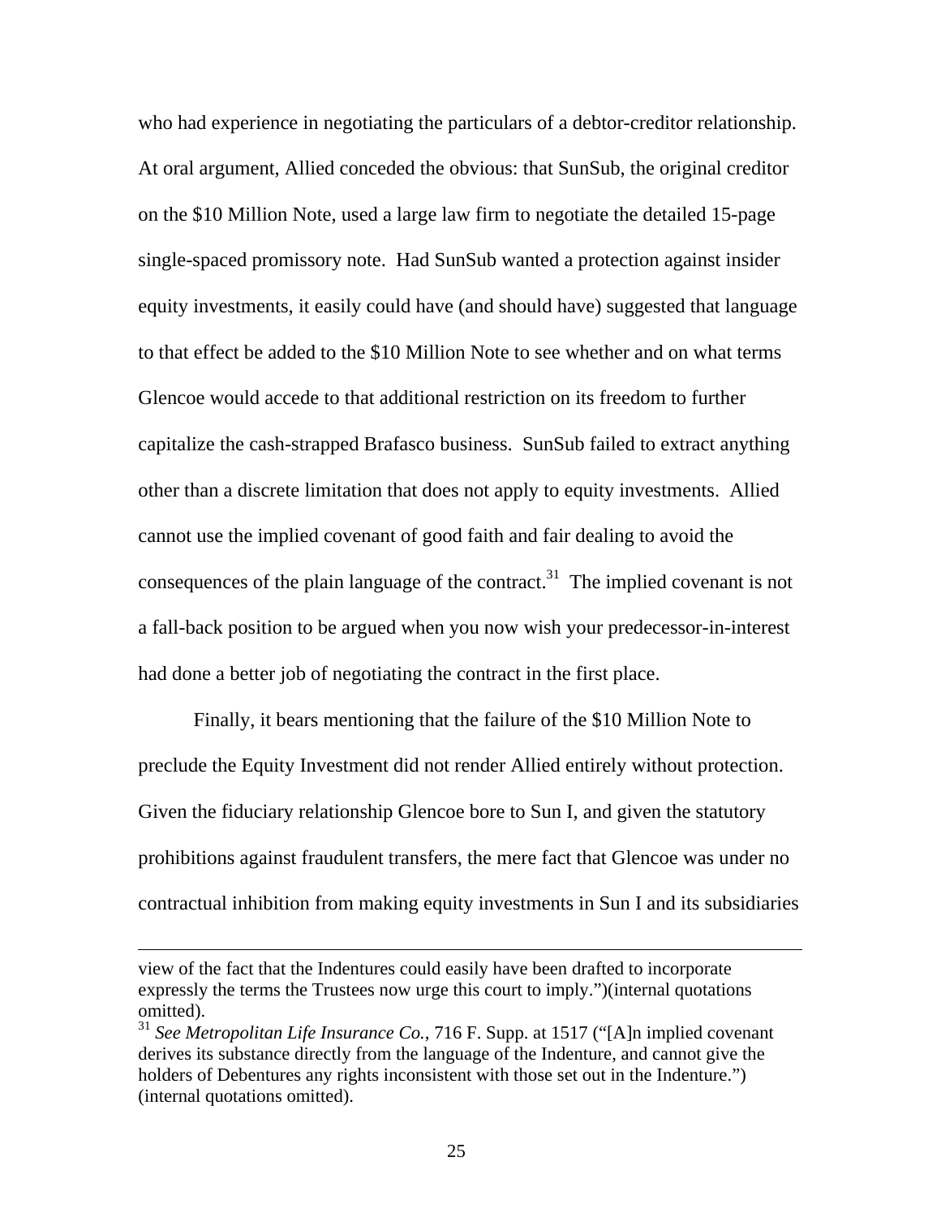who had experience in negotiating the particulars of a debtor-creditor relationship. At oral argument, Allied conceded the obvious: that SunSub, the original creditor on the $10 Million Note, used a large law firm to negotiate the detailed 15-page single-spaced promissory note. Had SunSub wanted a protection against insider equity investments, it easily could have (and should have) suggested that language to that effect be added to the $10 Million Note to see whether and on what terms Glencoe would accede to that additional restriction on its freedom to further capitalize the cash-strapped Brafasco business. SunSub failed to extract anything other than a discrete limitation that does not apply to equity investments. Allied cannot use the implied covenant of good faith and fair dealing to avoid the consequences of the plain language of the contract.[31] The implied covenant is not a fall-back position to be argued when you now wish your predecessor-in-interest had done a better job of negotiating the contract in the first place.

Finally, it bears mentioning that the failure of the $10 Million Note to preclude the Equity Investment did not render Allied entirely without protection. Given the fiduciary relationship Glencoe bore to Sun I, and given the statutory prohibitions against fraudulent transfers, the mere fact that Glencoe was under no contractual inhibition from making equity investments in Sun I and its subsidiaries

---

view of the fact that the Indentures could easily have been drafted to incorporate expressly the terms the Trustees now urge this court to imply.")(internal quotations omitted).

[31] *See Metropolitan Life Insurance Co.*, 716 F. Supp. at 1517 ("[A]n implied covenant derives its substance directly from the language of the Indenture, and cannot give the holders of Debentures any rights inconsistent with those set out in the Indenture.") (internal quotations omitted).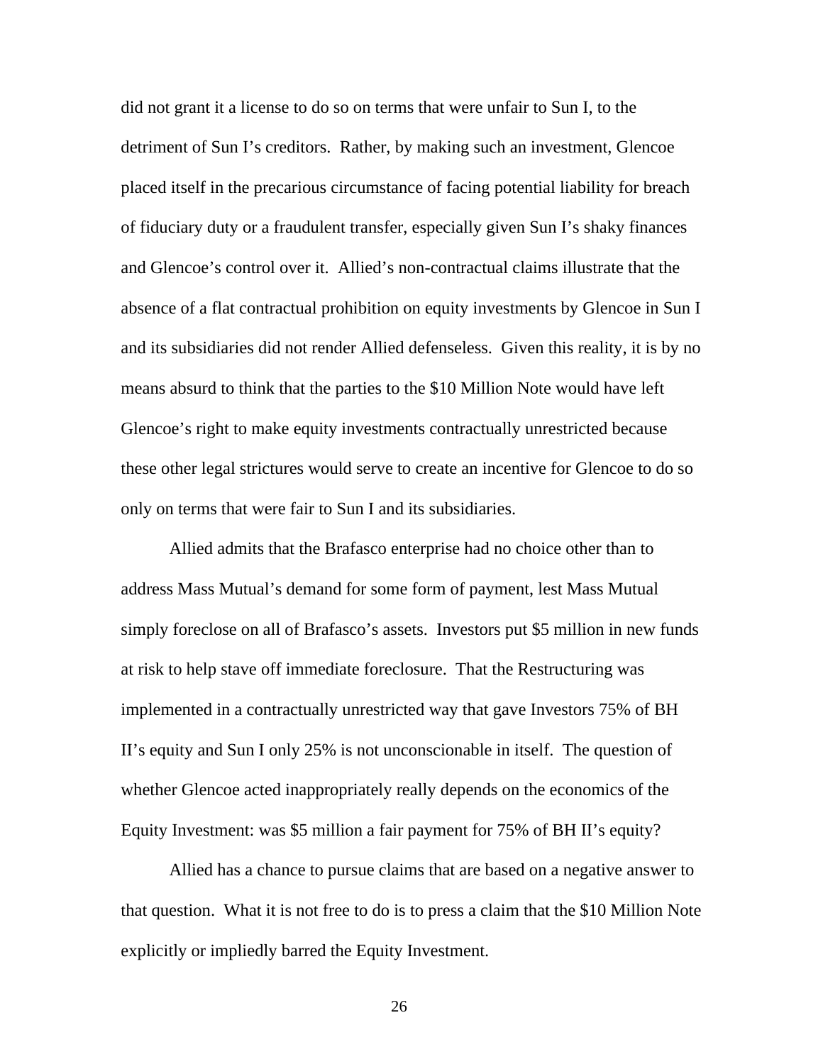did not grant it a license to do so on terms that were unfair to Sun I, to the detriment of Sun I's creditors. Rather, by making such an investment, Glencoe placed itself in the precarious circumstance of facing potential liability for breach of fiduciary duty or a fraudulent transfer, especially given Sun I's shaky finances and Glencoe's control over it. Allied's non-contractual claims illustrate that the absence of a flat contractual prohibition on equity investments by Glencoe in Sun I and its subsidiaries did not render Allied defenseless. Given this reality, it is by no means absurd to think that the parties to the $10 Million Note would have left Glencoe's right to make equity investments contractually unrestricted because these other legal strictures would serve to create an incentive for Glencoe to do so only on terms that were fair to Sun I and its subsidiaries.

Allied admits that the Brafasco enterprise had no choice other than to address Mass Mutual's demand for some form of payment, lest Mass Mutual simply foreclose on all of Brafasco's assets. Investors put $5 million in new funds at risk to help stave off immediate foreclosure. That the Restructuring was implemented in a contractually unrestricted way that gave Investors 75% of BH II's equity and Sun I only 25% is not unconscionable in itself. The question of whether Glencoe acted inappropriately really depends on the economics of the Equity Investment: was $5 million a fair payment for 75% of BH II's equity?

Allied has a chance to pursue claims that are based on a negative answer to that question. What it is not free to do is to press a claim that the $10 Million Note explicitly or impliedly barred the Equity Investment.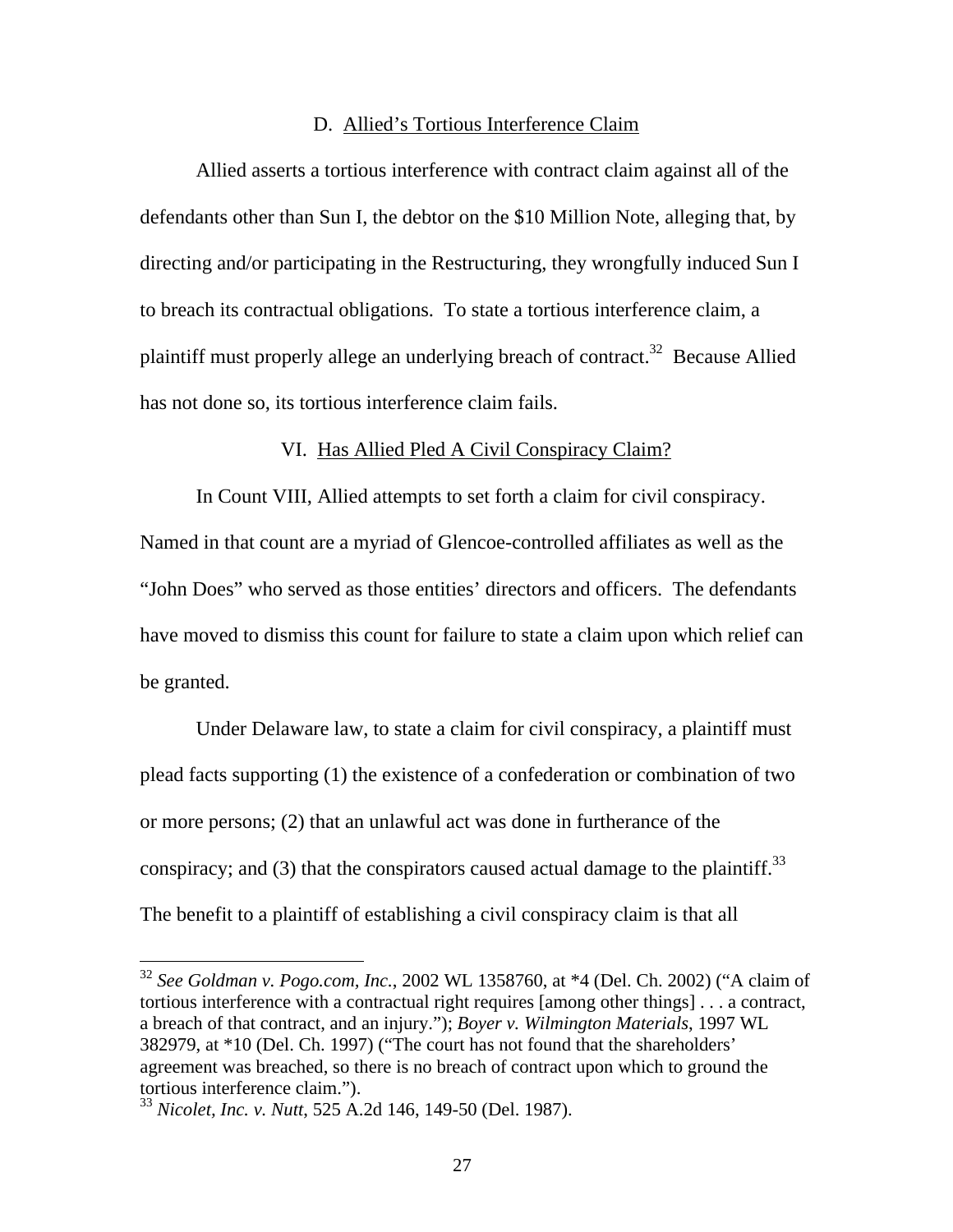### D. Allied's Tortious Interference Claim

Allied asserts a tortious interference with contract claim against all of the defendants other than Sun I, the debtor on the $10 Million Note, alleging that, by directing and/or participating in the Restructuring, they wrongfully induced Sun I to breach its contractual obligations. To state a tortious interference claim, a plaintiff must properly allege an underlying breach of contract.[32] Because Allied has not done so, its tortious interference claim fails.

## VI. Has Allied Pled A Civil Conspiracy Claim?

In Count VIII, Allied attempts to set forth a claim for civil conspiracy. Named in that count are a myriad of Glencoe-controlled affiliates as well as the "John Does" who served as those entities' directors and officers. The defendants have moved to dismiss this count for failure to state a claim upon which relief can be granted.

Under Delaware law, to state a claim for civil conspiracy, a plaintiff must plead facts supporting (1) the existence of a confederation or combination of two or more persons; (2) that an unlawful act was done in furtherance of the conspiracy; and (3) that the conspirators caused actual damage to the plaintiff.[33] The benefit to a plaintiff of establishing a civil conspiracy claim is that all

---

[32] *See Goldman v. Pogo.com, Inc.*, 2002 WL 1358760, at *4 (Del. Ch. 2002) ("A claim of tortious interference with a contractual right requires [among other things] . . . a contract, a breach of that contract, and an injury."); *Boyer v. Wilmington Materials*, 1997 WL 382979, at *10 (Del. Ch. 1997) ("The court has not found that the shareholders' agreement was breached, so there is no breach of contract upon which to ground the tortious interference claim.").

[33] *Nicolet, Inc. v. Nutt*, 525 A.2d 146, 149-50 (Del. 1987).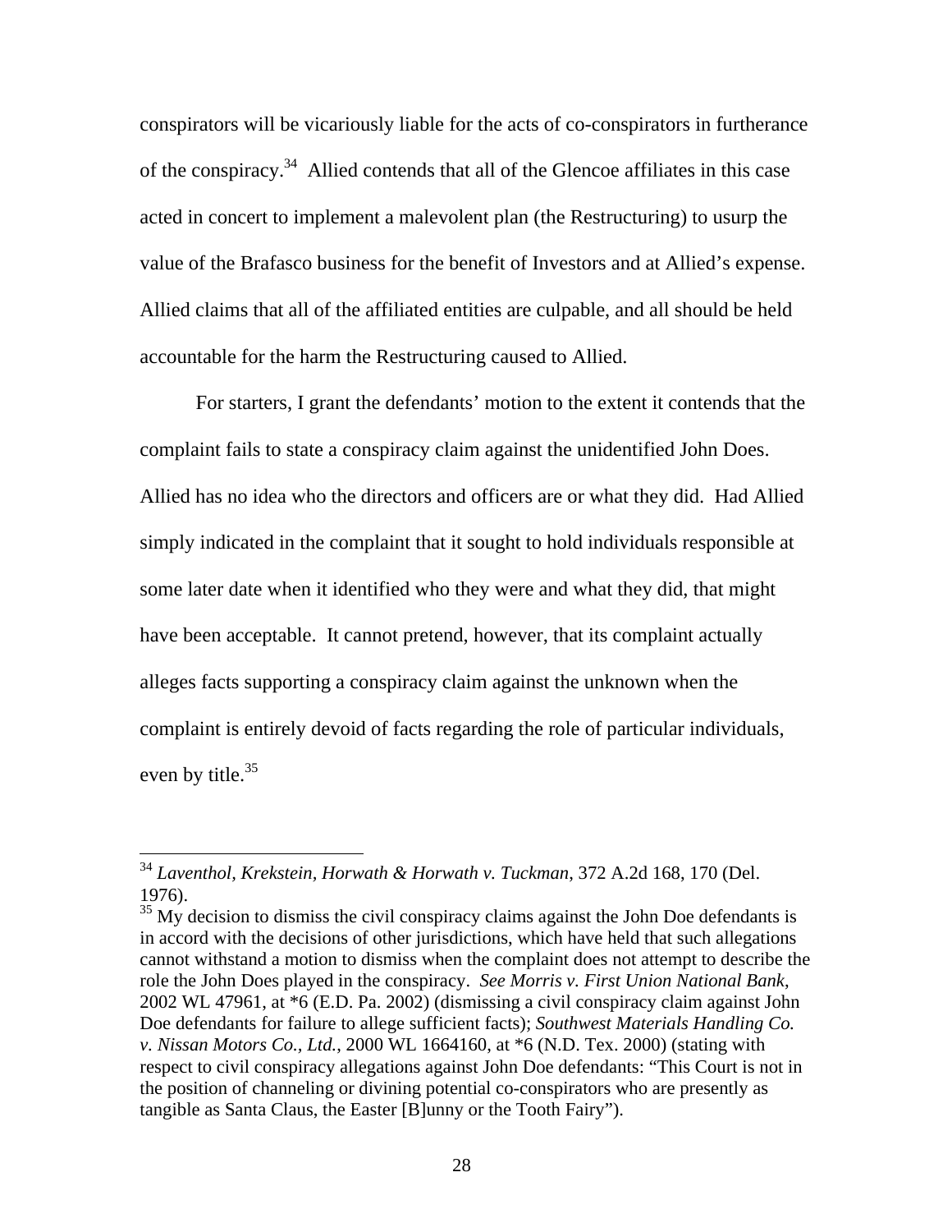conspirators will be vicariously liable for the acts of co-conspirators in furtherance of the conspiracy.[34] Allied contends that all of the Glencoe affiliates in this case acted in concert to implement a malevolent plan (the Restructuring) to usurp the value of the Brafasco business for the benefit of Investors and at Allied's expense. Allied claims that all of the affiliated entities are culpable, and all should be held accountable for the harm the Restructuring caused to Allied.

For starters, I grant the defendants' motion to the extent it contends that the complaint fails to state a conspiracy claim against the unidentified John Does. Allied has no idea who the directors and officers are or what they did. Had Allied simply indicated in the complaint that it sought to hold individuals responsible at some later date when it identified who they were and what they did, that might have been acceptable. It cannot pretend, however, that its complaint actually alleges facts supporting a conspiracy claim against the unknown when the complaint is entirely devoid of facts regarding the role of particular individuals, even by title.[35]

---

[34] *Laventhol, Krekstein, Horwath & Horwath v. Tuckman*, 372 A.2d 168, 170 (Del. 1976).

[35] My decision to dismiss the civil conspiracy claims against the John Doe defendants is in accord with the decisions of other jurisdictions, which have held that such allegations cannot withstand a motion to dismiss when the complaint does not attempt to describe the role the John Does played in the conspiracy. *See Morris v. First Union National Bank*, 2002 WL 47961, at *6 (E.D. Pa. 2002) (dismissing a civil conspiracy claim against John Doe defendants for failure to allege sufficient facts); *Southwest Materials Handling Co. v. Nissan Motors Co., Ltd.*, 2000 WL 1664160, at *6 (N.D. Tex. 2000) (stating with respect to civil conspiracy allegations against John Doe defendants: "This Court is not in the position of channeling or divining potential co-conspirators who are presently as tangible as Santa Claus, the Easter [B]unny or the Tooth Fairy").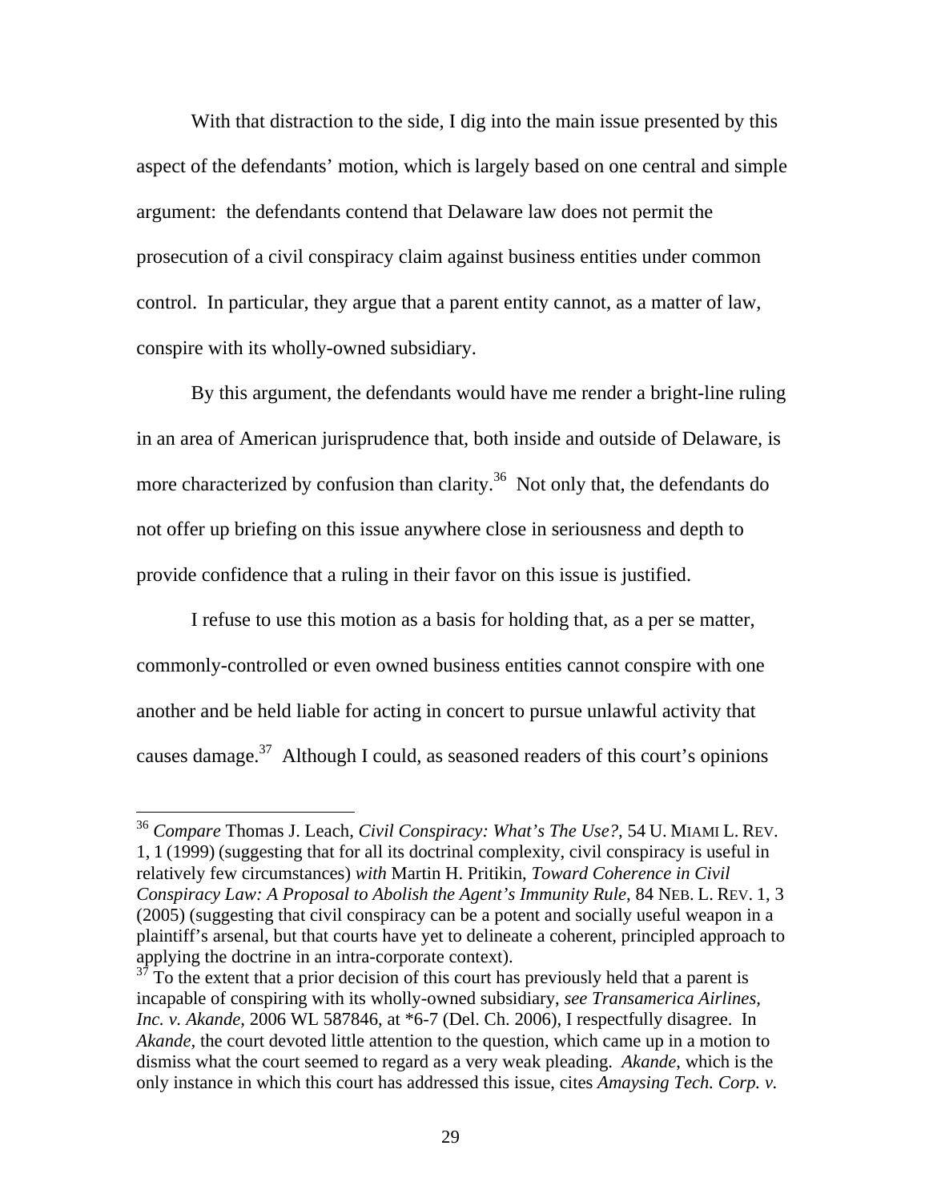With that distraction to the side, I dig into the main issue presented by this aspect of the defendants' motion, which is largely based on one central and simple argument: the defendants contend that Delaware law does not permit the prosecution of a civil conspiracy claim against business entities under common control. In particular, they argue that a parent entity cannot, as a matter of law, conspire with its wholly-owned subsidiary.

By this argument, the defendants would have me render a bright-line ruling in an area of American jurisprudence that, both inside and outside of Delaware, is more characterized by confusion than clarity.[36] Not only that, the defendants do not offer up briefing on this issue anywhere close in seriousness and depth to provide confidence that a ruling in their favor on this issue is justified.

I refuse to use this motion as a basis for holding that, as a per se matter, commonly-controlled or even owned business entities cannot conspire with one another and be held liable for acting in concert to pursue unlawful activity that causes damage.[37] Although I could, as seasoned readers of this court's opinions

---

[36] *Compare* Thomas J. Leach, *Civil Conspiracy: What's The Use?*, 54 U. MIAMI L. REV. 1, 1 (1999) (suggesting that for all its doctrinal complexity, civil conspiracy is useful in relatively few circumstances) *with* Martin H. Pritikin, *Toward Coherence in Civil Conspiracy Law: A Proposal to Abolish the Agent's Immunity Rule*, 84 NEB. L. REV. 1, 3 (2005) (suggesting that civil conspiracy can be a potent and socially useful weapon in a plaintiff's arsenal, but that courts have yet to delineate a coherent, principled approach to applying the doctrine in an intra-corporate context).

[37] To the extent that a prior decision of this court has previously held that a parent is incapable of conspiring with its wholly-owned subsidiary, *see Transamerica Airlines, Inc. v. Akande*, 2006 WL 587846, at *6-7 (Del. Ch. 2006), I respectfully disagree. In *Akande*, the court devoted little attention to the question, which came up in a motion to dismiss what the court seemed to regard as a very weak pleading. *Akande*, which is the only instance in which this court has addressed this issue, cites *Amaysing Tech. Corp. v.*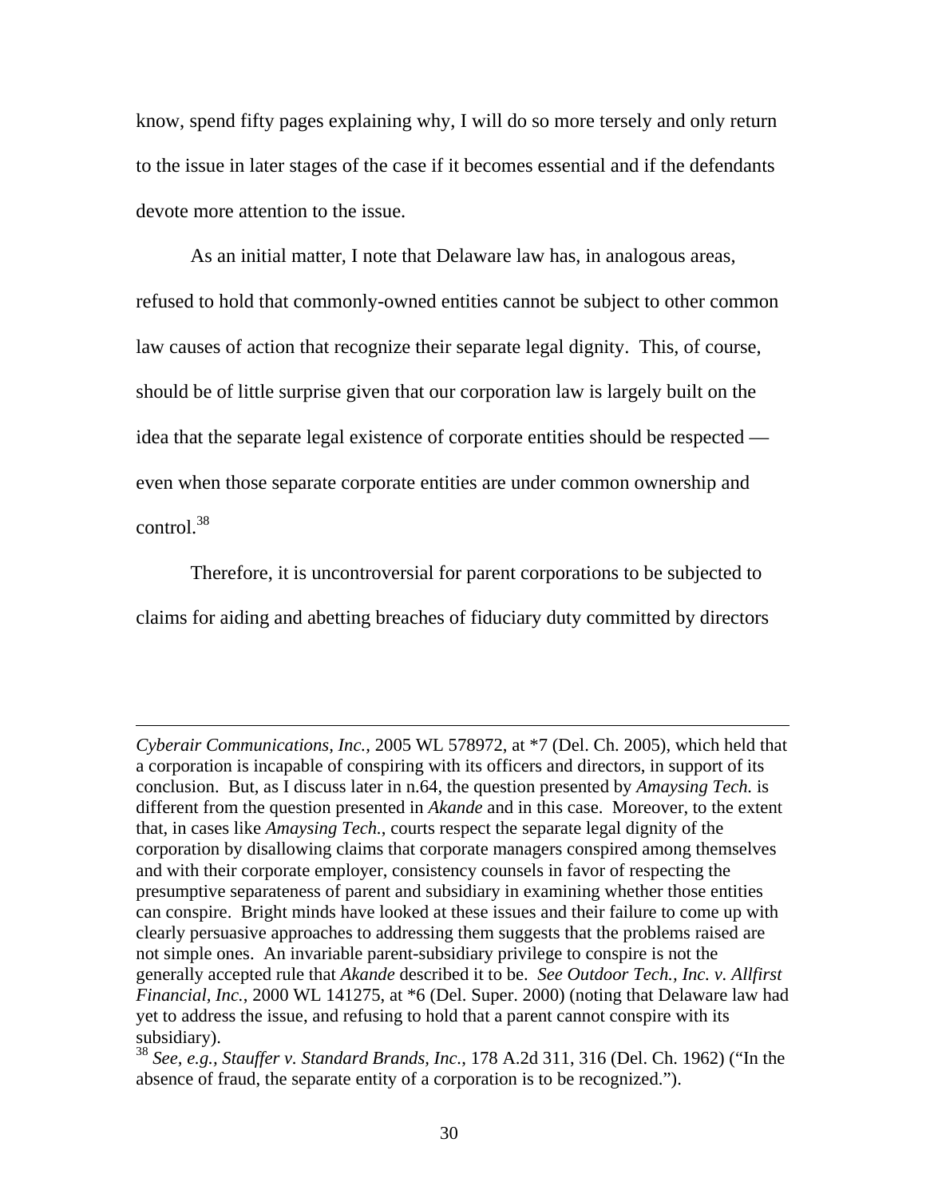know, spend fifty pages explaining why, I will do so more tersely and only return to the issue in later stages of the case if it becomes essential and if the defendants devote more attention to the issue.

As an initial matter, I note that Delaware law has, in analogous areas, refused to hold that commonly-owned entities cannot be subject to other common law causes of action that recognize their separate legal dignity. This, of course, should be of little surprise given that our corporation law is largely built on the idea that the separate legal existence of corporate entities should be respected — even when those separate corporate entities are under common ownership and control.[38]

Therefore, it is uncontroversial for parent corporations to be subjected to claims for aiding and abetting breaches of fiduciary duty committed by directors

---

*Cyberair Communications, Inc.*, 2005 WL 578972, at *7 (Del. Ch. 2005), which held that a corporation is incapable of conspiring with its officers and directors, in support of its conclusion. But, as I discuss later in n.64, the question presented by *Amaysing Tech.* is different from the question presented in *Akande* and in this case. Moreover, to the extent that, in cases like *Amaysing Tech.*, courts respect the separate legal dignity of the corporation by disallowing claims that corporate managers conspired among themselves and with their corporate employer, consistency counsels in favor of respecting the presumptive separateness of parent and subsidiary in examining whether those entities can conspire. Bright minds have looked at these issues and their failure to come up with clearly persuasive approaches to addressing them suggests that the problems raised are not simple ones. An invariable parent-subsidiary privilege to conspire is not the generally accepted rule that *Akande* described it to be. *See Outdoor Tech., Inc. v. Allfirst Financial, Inc.*, 2000 WL 141275, at *6 (Del. Super. 2000) (noting that Delaware law had yet to address the issue, and refusing to hold that a parent cannot conspire with its subsidiary).

[38] *See, e.g.*, *Stauffer v. Standard Brands, Inc.*, 178 A.2d 311, 316 (Del. Ch. 1962) ("In the absence of fraud, the separate entity of a corporation is to be recognized.").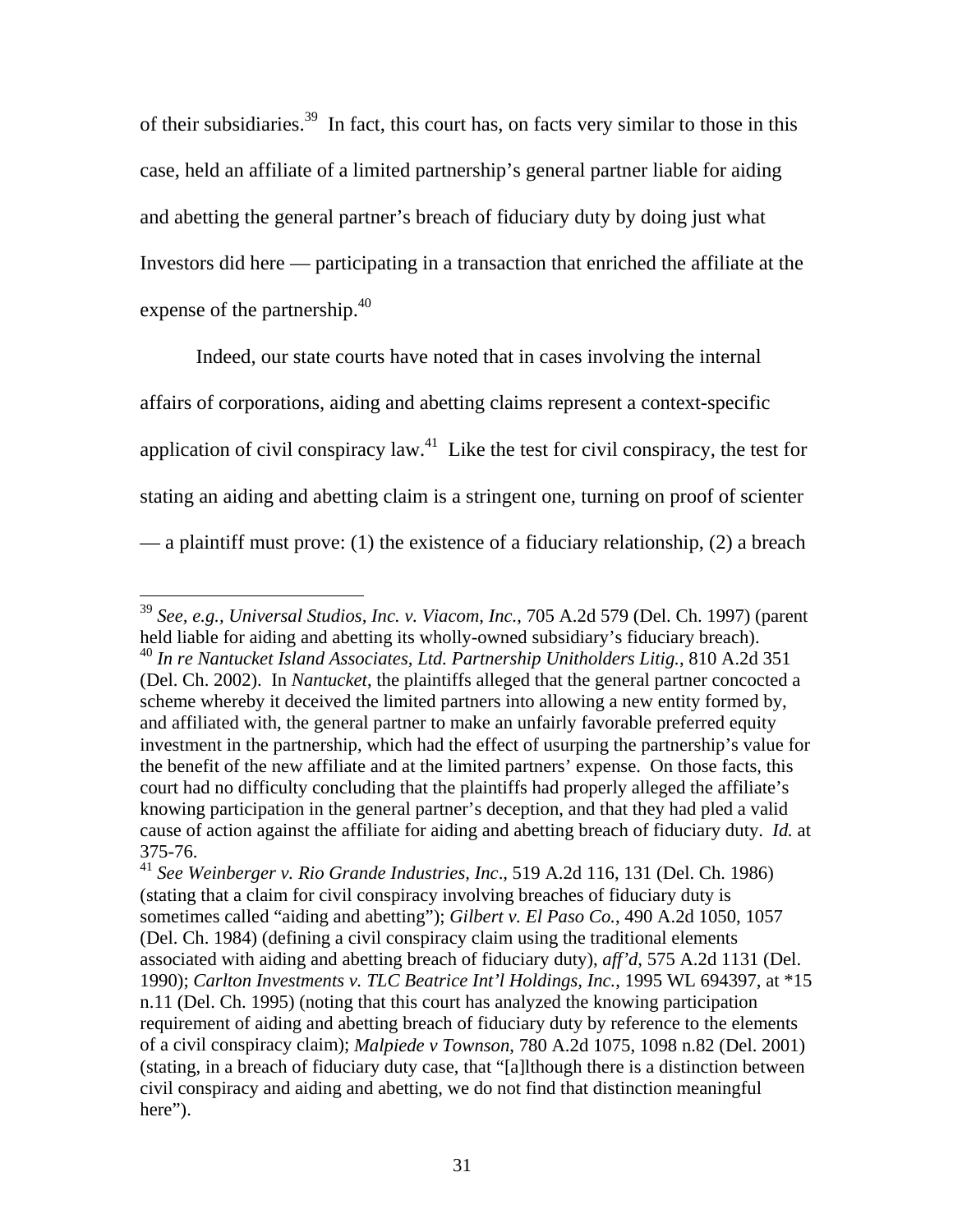of their subsidiaries.[39] In fact, this court has, on facts very similar to those in this case, held an affiliate of a limited partnership's general partner liable for aiding and abetting the general partner's breach of fiduciary duty by doing just what Investors did here — participating in a transaction that enriched the affiliate at the expense of the partnership.[40]

Indeed, our state courts have noted that in cases involving the internal affairs of corporations, aiding and abetting claims represent a context-specific application of civil conspiracy law.[41] Like the test for civil conspiracy, the test for stating an aiding and abetting claim is a stringent one, turning on proof of scienter — a plaintiff must prove: (1) the existence of a fiduciary relationship, (2) a breach

---

[39] *See, e.g., Universal Studios, Inc. v. Viacom, Inc.*, 705 A.2d 579 (Del. Ch. 1997) (parent held liable for aiding and abetting its wholly-owned subsidiary's fiduciary breach).

[40] *In re Nantucket Island Associates, Ltd. Partnership Unitholders Litig.*, 810 A.2d 351 (Del. Ch. 2002). In *Nantucket*, the plaintiffs alleged that the general partner concocted a scheme whereby it deceived the limited partners into allowing a new entity formed by, and affiliated with, the general partner to make an unfairly favorable preferred equity investment in the partnership, which had the effect of usurping the partnership's value for the benefit of the new affiliate and at the limited partners' expense. On those facts, this court had no difficulty concluding that the plaintiffs had properly alleged the affiliate's knowing participation in the general partner's deception, and that they had pled a valid cause of action against the affiliate for aiding and abetting breach of fiduciary duty. *Id.* at 375-76.

[41] *See Weinberger v. Rio Grande Industries, Inc*., 519 A.2d 116, 131 (Del. Ch. 1986) (stating that a claim for civil conspiracy involving breaches of fiduciary duty is sometimes called "aiding and abetting"); *Gilbert v. El Paso Co.*, 490 A.2d 1050, 1057 (Del. Ch. 1984) (defining a civil conspiracy claim using the traditional elements associated with aiding and abetting breach of fiduciary duty), *aff'd*, 575 A.2d 1131 (Del. 1990); *Carlton Investments v. TLC Beatrice Int'l Holdings, Inc.*, 1995 WL 694397, at *15 n.11 (Del. Ch. 1995) (noting that this court has analyzed the knowing participation requirement of aiding and abetting breach of fiduciary duty by reference to the elements of a civil conspiracy claim); *Malpiede v Townson*, 780 A.2d 1075, 1098 n.82 (Del. 2001) (stating, in a breach of fiduciary duty case, that "[a]lthough there is a distinction between civil conspiracy and aiding and abetting, we do not find that distinction meaningful here").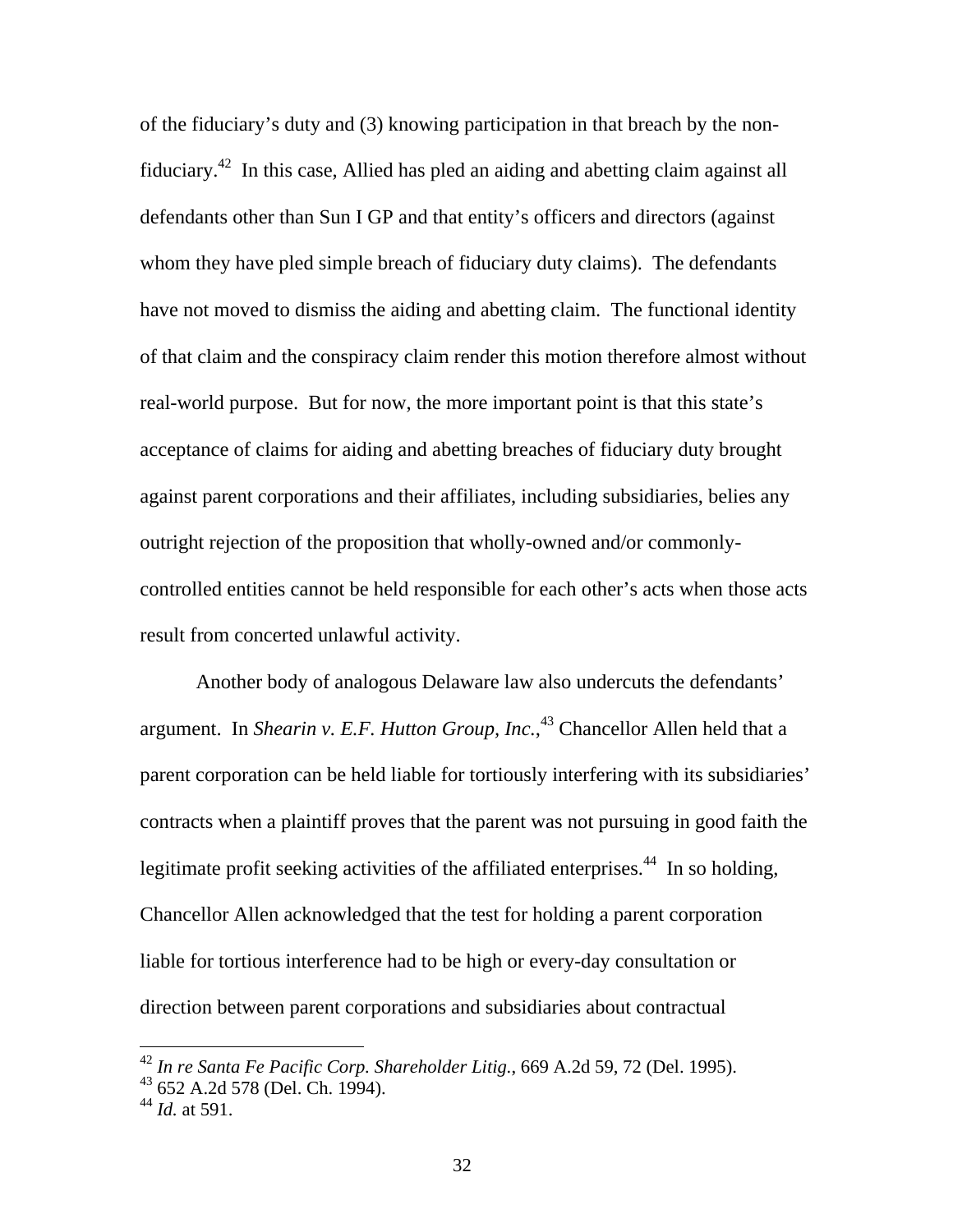of the fiduciary's duty and (3) knowing participation in that breach by the non-fiduciary.[42] In this case, Allied has pled an aiding and abetting claim against all defendants other than Sun I GP and that entity's officers and directors (against whom they have pled simple breach of fiduciary duty claims). The defendants have not moved to dismiss the aiding and abetting claim. The functional identity of that claim and the conspiracy claim render this motion therefore almost without real-world purpose. But for now, the more important point is that this state's acceptance of claims for aiding and abetting breaches of fiduciary duty brought against parent corporations and their affiliates, including subsidiaries, belies any outright rejection of the proposition that wholly-owned and/or commonly-controlled entities cannot be held responsible for each other's acts when those acts result from concerted unlawful activity.

Another body of analogous Delaware law also undercuts the defendants' argument. In *Shearin v. E.F. Hutton Group, Inc.*,[43] Chancellor Allen held that a parent corporation can be held liable for tortiously interfering with its subsidiaries' contracts when a plaintiff proves that the parent was not pursuing in good faith the legitimate profit seeking activities of the affiliated enterprises.[44] In so holding, Chancellor Allen acknowledged that the test for holding a parent corporation liable for tortious interference had to be high or every-day consultation or direction between parent corporations and subsidiaries about contractual

[42] *In re Santa Fe Pacific Corp. Shareholder Litig.*, 669 A.2d 59, 72 (Del. 1995).
[43] 652 A.2d 578 (Del. Ch. 1994).
[44] *Id.* at 591.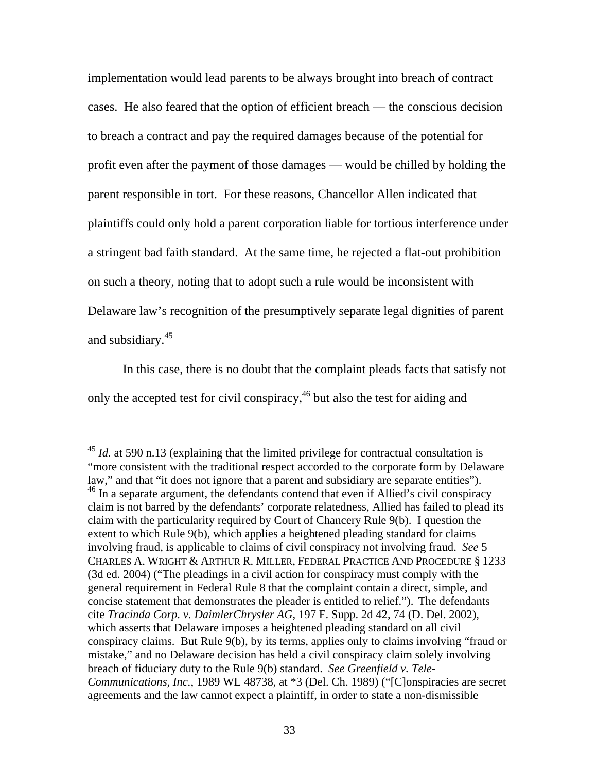implementation would lead parents to be always brought into breach of contract cases. He also feared that the option of efficient breach — the conscious decision to breach a contract and pay the required damages because of the potential for profit even after the payment of those damages — would be chilled by holding the parent responsible in tort. For these reasons, Chancellor Allen indicated that plaintiffs could only hold a parent corporation liable for tortious interference under a stringent bad faith standard. At the same time, he rejected a flat-out prohibition on such a theory, noting that to adopt such a rule would be inconsistent with Delaware law's recognition of the presumptively separate legal dignities of parent and subsidiary.[45]

In this case, there is no doubt that the complaint pleads facts that satisfy not only the accepted test for civil conspiracy,[46] but also the test for aiding and

---

[45] *Id.* at 590 n.13 (explaining that the limited privilege for contractual consultation is "more consistent with the traditional respect accorded to the corporate form by Delaware law," and that "it does not ignore that a parent and subsidiary are separate entities").

[46] In a separate argument, the defendants contend that even if Allied's civil conspiracy claim is not barred by the defendants' corporate relatedness, Allied has failed to plead its claim with the particularity required by Court of Chancery Rule 9(b). I question the extent to which Rule 9(b), which applies a heightened pleading standard for claims involving fraud, is applicable to claims of civil conspiracy not involving fraud. *See* 5 CHARLES A. WRIGHT & ARTHUR R. MILLER, FEDERAL PRACTICE AND PROCEDURE § 1233 (3d ed. 2004) ("The pleadings in a civil action for conspiracy must comply with the general requirement in Federal Rule 8 that the complaint contain a direct, simple, and concise statement that demonstrates the pleader is entitled to relief."). The defendants cite *Tracinda Corp. v. DaimlerChrysler AG*, 197 F. Supp. 2d 42, 74 (D. Del. 2002), which asserts that Delaware imposes a heightened pleading standard on all civil conspiracy claims. But Rule 9(b), by its terms, applies only to claims involving "fraud or mistake," and no Delaware decision has held a civil conspiracy claim solely involving breach of fiduciary duty to the Rule 9(b) standard. *See Greenfield v. Tele-Communications, Inc.*, 1989 WL 48738, at *3 (Del. Ch. 1989) ("[C]onspiracies are secret agreements and the law cannot expect a plaintiff, in order to state a non-dismissible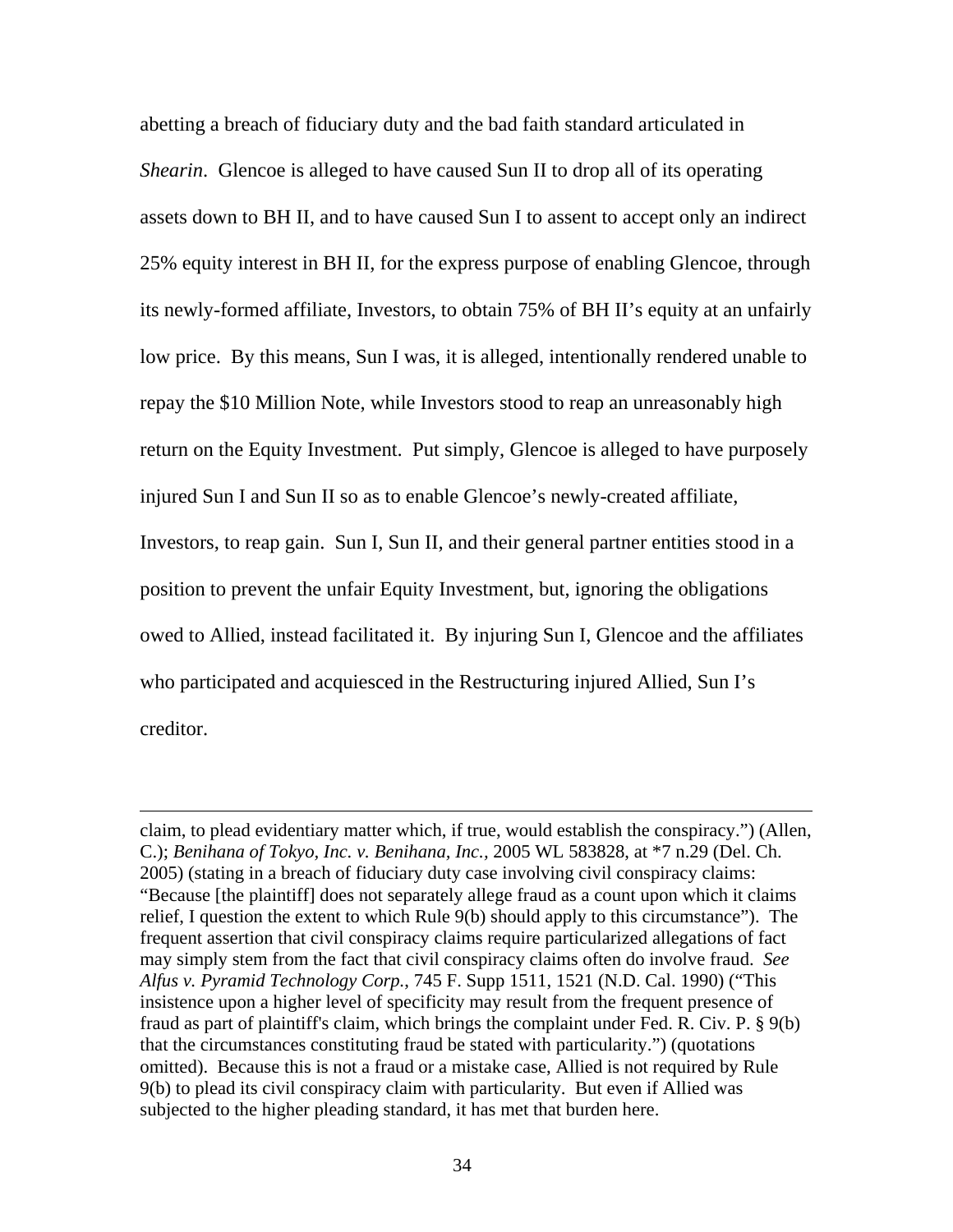abetting a breach of fiduciary duty and the bad faith standard articulated in *Shearin*. Glencoe is alleged to have caused Sun II to drop all of its operating assets down to BH II, and to have caused Sun I to assent to accept only an indirect 25% equity interest in BH II, for the express purpose of enabling Glencoe, through its newly-formed affiliate, Investors, to obtain 75% of BH II's equity at an unfairly low price. By this means, Sun I was, it is alleged, intentionally rendered unable to repay the $10 Million Note, while Investors stood to reap an unreasonably high return on the Equity Investment. Put simply, Glencoe is alleged to have purposely injured Sun I and Sun II so as to enable Glencoe's newly-created affiliate, Investors, to reap gain. Sun I, Sun II, and their general partner entities stood in a position to prevent the unfair Equity Investment, but, ignoring the obligations owed to Allied, instead facilitated it. By injuring Sun I, Glencoe and the affiliates who participated and acquiesced in the Restructuring injured Allied, Sun I's creditor.

---

claim, to plead evidentiary matter which, if true, would establish the conspiracy.") (Allen, C.); *Benihana of Tokyo, Inc. v. Benihana, Inc.*, 2005 WL 583828, at *7 n.29 (Del. Ch. 2005) (stating in a breach of fiduciary duty case involving civil conspiracy claims: "Because [the plaintiff] does not separately allege fraud as a count upon which it claims relief, I question the extent to which Rule 9(b) should apply to this circumstance"). The frequent assertion that civil conspiracy claims require particularized allegations of fact may simply stem from the fact that civil conspiracy claims often do involve fraud. *See Alfus v. Pyramid Technology Corp.*, 745 F. Supp 1511, 1521 (N.D. Cal. 1990) ("This insistence upon a higher level of specificity may result from the frequent presence of fraud as part of plaintiff's claim, which brings the complaint under Fed. R. Civ. P. § 9(b) that the circumstances constituting fraud be stated with particularity.") (quotations omitted). Because this is not a fraud or a mistake case, Allied is not required by Rule 9(b) to plead its civil conspiracy claim with particularity. But even if Allied was subjected to the higher pleading standard, it has met that burden here.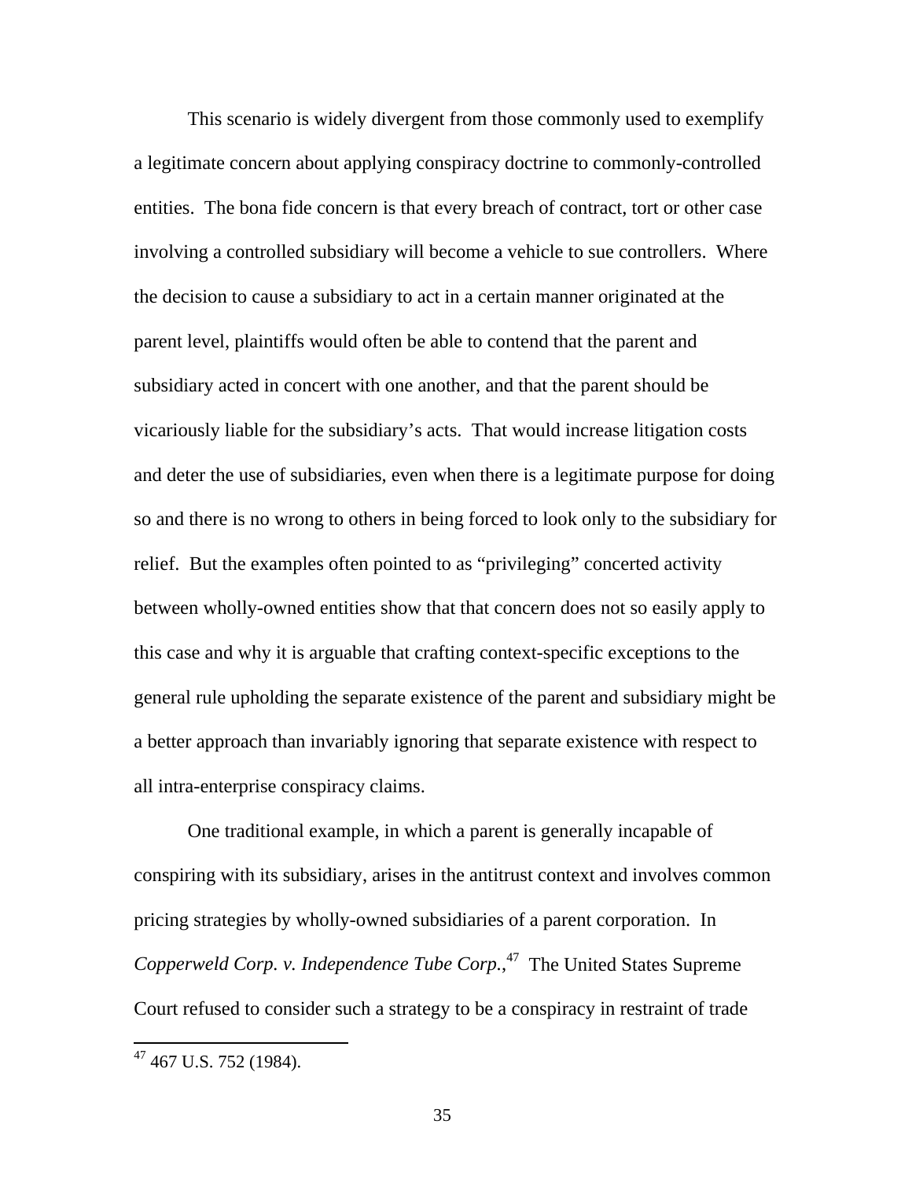This scenario is widely divergent from those commonly used to exemplify a legitimate concern about applying conspiracy doctrine to commonly-controlled entities. The bona fide concern is that every breach of contract, tort or other case involving a controlled subsidiary will become a vehicle to sue controllers. Where the decision to cause a subsidiary to act in a certain manner originated at the parent level, plaintiffs would often be able to contend that the parent and subsidiary acted in concert with one another, and that the parent should be vicariously liable for the subsidiary's acts. That would increase litigation costs and deter the use of subsidiaries, even when there is a legitimate purpose for doing so and there is no wrong to others in being forced to look only to the subsidiary for relief. But the examples often pointed to as "privileging" concerted activity between wholly-owned entities show that that concern does not so easily apply to this case and why it is arguable that crafting context-specific exceptions to the general rule upholding the separate existence of the parent and subsidiary might be a better approach than invariably ignoring that separate existence with respect to all intra-enterprise conspiracy claims.

One traditional example, in which a parent is generally incapable of conspiring with its subsidiary, arises in the antitrust context and involves common pricing strategies by wholly-owned subsidiaries of a parent corporation. In *Copperweld Corp. v. Independence Tube Corp.*,[47] The United States Supreme Court refused to consider such a strategy to be a conspiracy in restraint of trade

[47] 467 U.S. 752 (1984).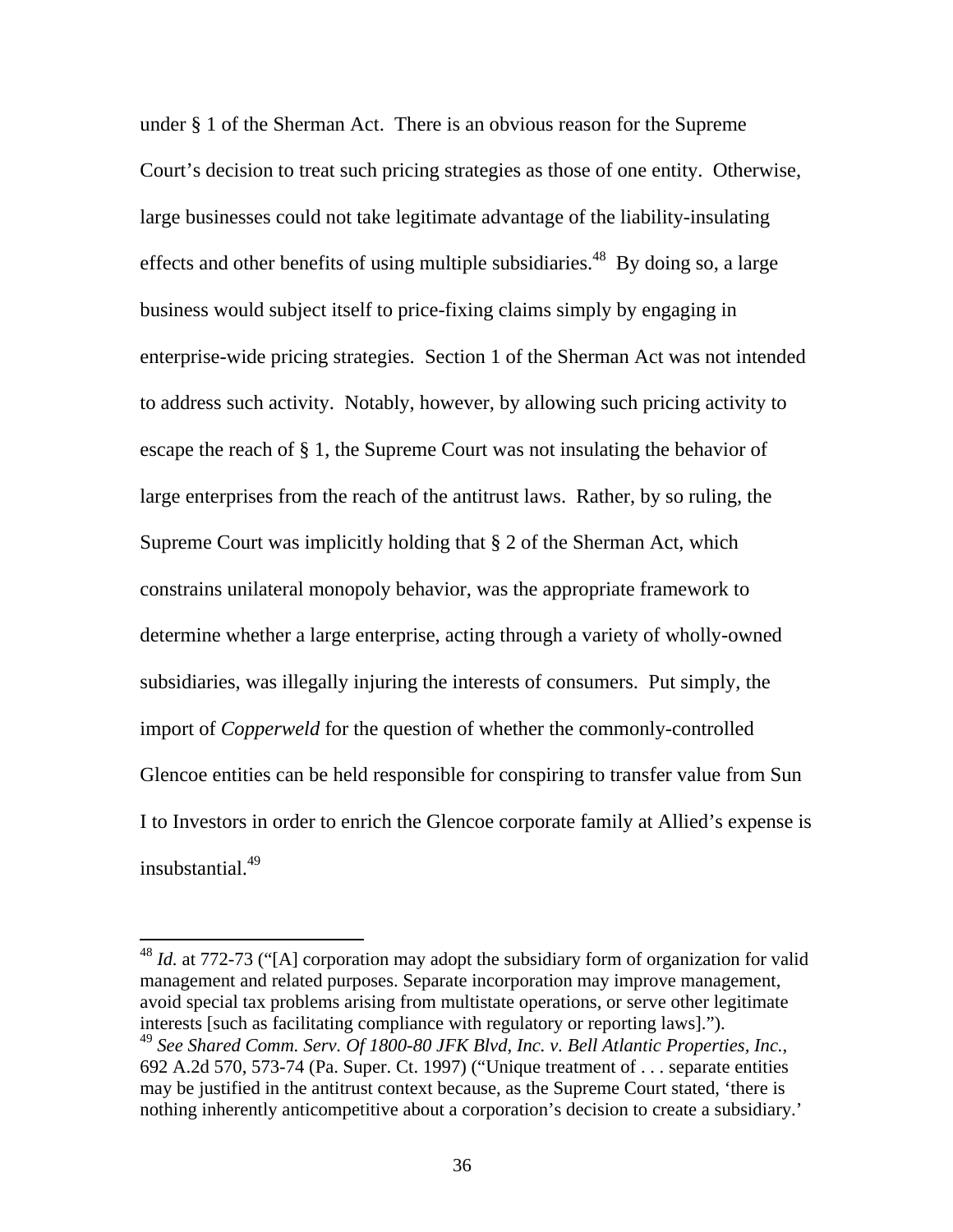under § 1 of the Sherman Act. There is an obvious reason for the Supreme Court's decision to treat such pricing strategies as those of one entity. Otherwise, large businesses could not take legitimate advantage of the liability-insulating effects and other benefits of using multiple subsidiaries.[48] By doing so, a large business would subject itself to price-fixing claims simply by engaging in enterprise-wide pricing strategies. Section 1 of the Sherman Act was not intended to address such activity. Notably, however, by allowing such pricing activity to escape the reach of § 1, the Supreme Court was not insulating the behavior of large enterprises from the reach of the antitrust laws. Rather, by so ruling, the Supreme Court was implicitly holding that § 2 of the Sherman Act, which constrains unilateral monopoly behavior, was the appropriate framework to determine whether a large enterprise, acting through a variety of wholly-owned subsidiaries, was illegally injuring the interests of consumers. Put simply, the import of *Copperweld* for the question of whether the commonly-controlled Glencoe entities can be held responsible for conspiring to transfer value from Sun I to Investors in order to enrich the Glencoe corporate family at Allied's expense is insubstantial.[49]

---

[48] *Id.* at 772-73 ("[A] corporation may adopt the subsidiary form of organization for valid management and related purposes. Separate incorporation may improve management, avoid special tax problems arising from multistate operations, or serve other legitimate interests [such as facilitating compliance with regulatory or reporting laws].").

[49] *See Shared Comm. Serv. Of 1800-80 JFK Blvd, Inc. v. Bell Atlantic Properties, Inc.*, 692 A.2d 570, 573-74 (Pa. Super. Ct. 1997) ("Unique treatment of . . . separate entities may be justified in the antitrust context because, as the Supreme Court stated, 'there is nothing inherently anticompetitive about a corporation's decision to create a subsidiary.'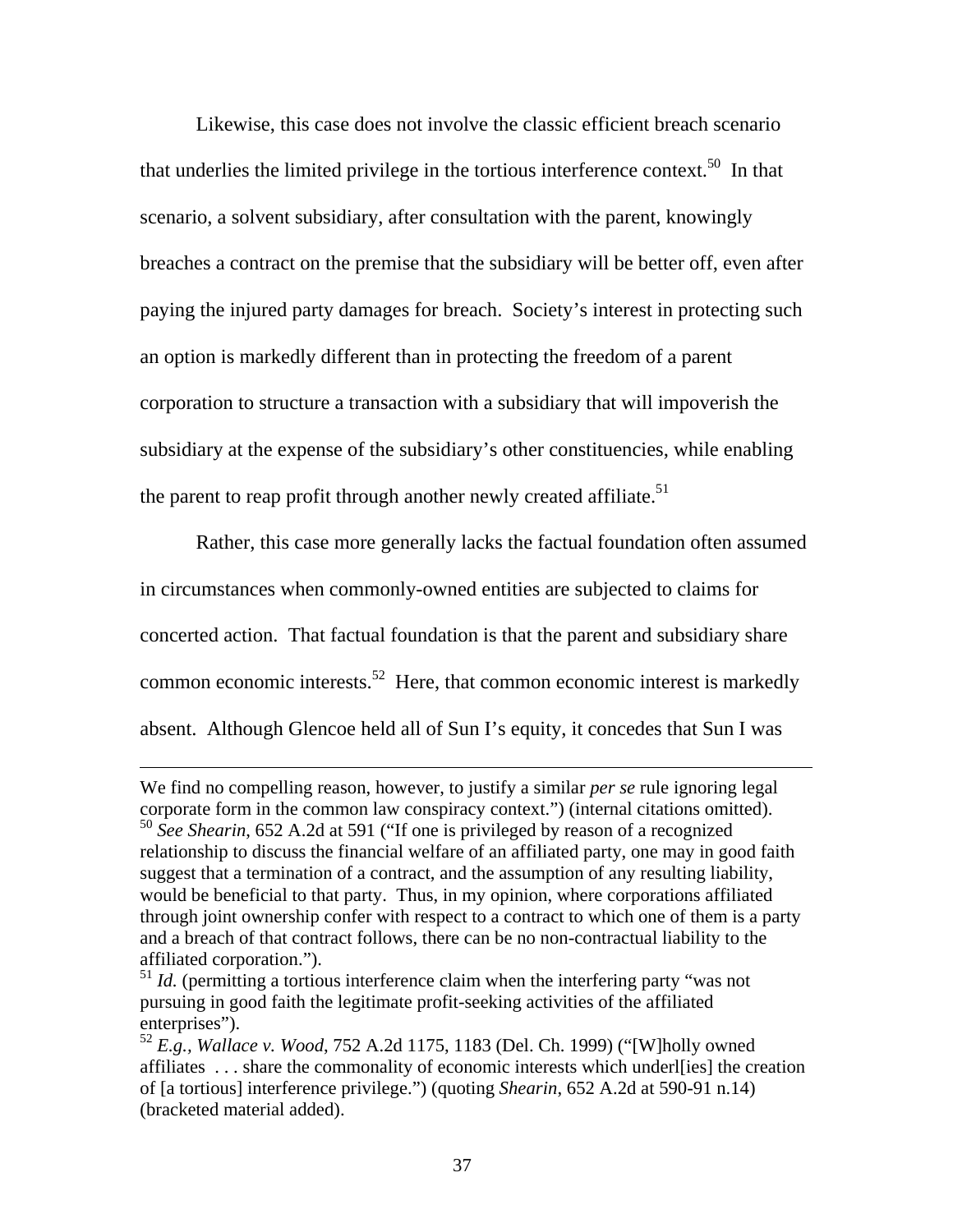Likewise, this case does not involve the classic efficient breach scenario that underlies the limited privilege in the tortious interference context.[50] In that scenario, a solvent subsidiary, after consultation with the parent, knowingly breaches a contract on the premise that the subsidiary will be better off, even after paying the injured party damages for breach. Society's interest in protecting such an option is markedly different than in protecting the freedom of a parent corporation to structure a transaction with a subsidiary that will impoverish the subsidiary at the expense of the subsidiary's other constituencies, while enabling the parent to reap profit through another newly created affiliate.[51]

Rather, this case more generally lacks the factual foundation often assumed in circumstances when commonly-owned entities are subjected to claims for concerted action. That factual foundation is that the parent and subsidiary share common economic interests.[52] Here, that common economic interest is markedly absent. Although Glencoe held all of Sun I's equity, it concedes that Sun I was

---

We find no compelling reason, however, to justify a similar *per se* rule ignoring legal corporate form in the common law conspiracy context.") (internal citations omitted).

[50] *See Shearin*, 652 A.2d at 591 ("If one is privileged by reason of a recognized relationship to discuss the financial welfare of an affiliated party, one may in good faith suggest that a termination of a contract, and the assumption of any resulting liability, would be beneficial to that party. Thus, in my opinion, where corporations affiliated through joint ownership confer with respect to a contract to which one of them is a party and a breach of that contract follows, there can be no non-contractual liability to the affiliated corporation.").

[51] *Id.* (permitting a tortious interference claim when the interfering party "was not pursuing in good faith the legitimate profit-seeking activities of the affiliated enterprises").

[52] *E.g.*, *Wallace v. Wood*, 752 A.2d 1175, 1183 (Del. Ch. 1999) ("[W]holly owned affiliates . . . share the commonality of economic interests which underl[ies] the creation of [a tortious] interference privilege.") (quoting *Shearin*, 652 A.2d at 590-91 n.14) (bracketed material added).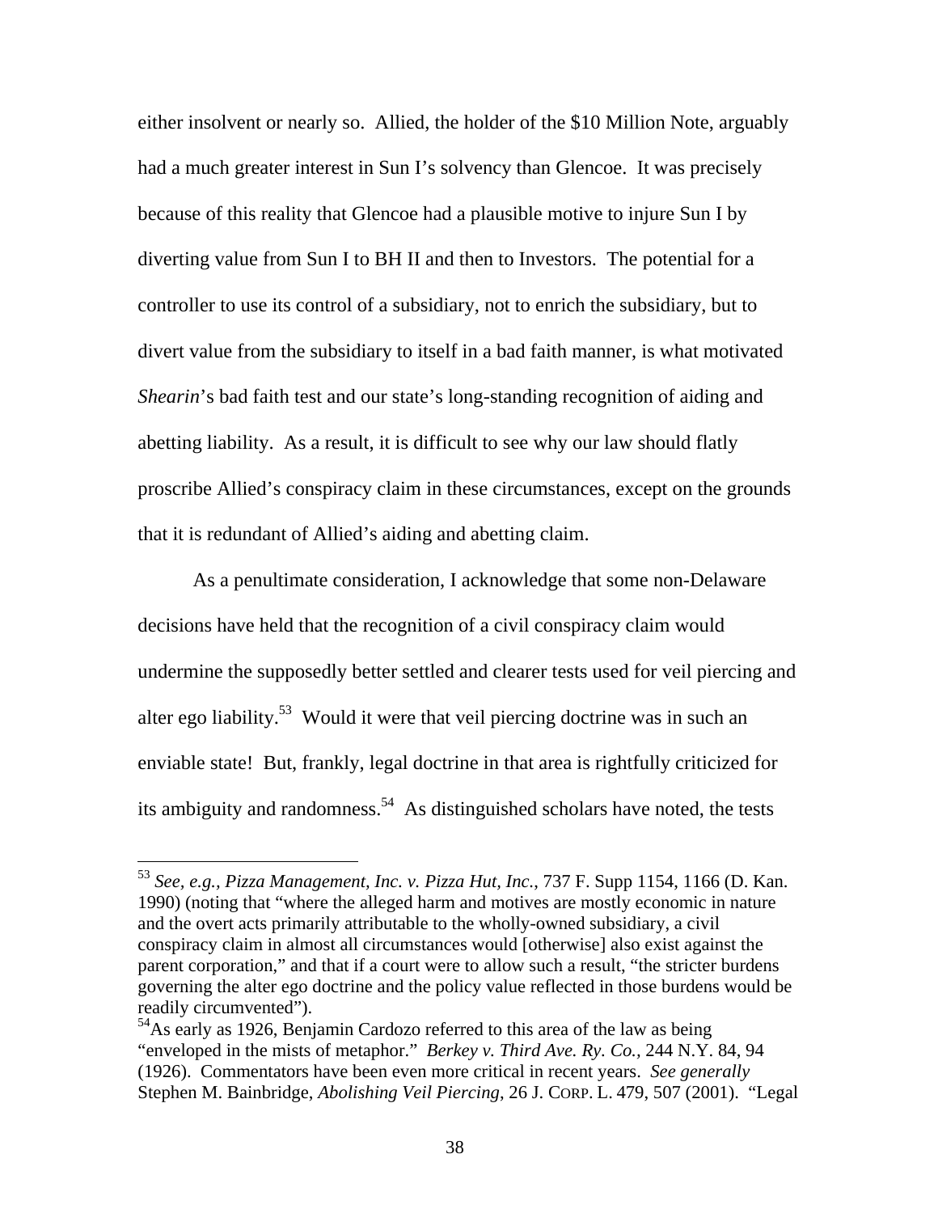either insolvent or nearly so. Allied, the holder of the $10 Million Note, arguably had a much greater interest in Sun I's solvency than Glencoe. It was precisely because of this reality that Glencoe had a plausible motive to injure Sun I by diverting value from Sun I to BH II and then to Investors. The potential for a controller to use its control of a subsidiary, not to enrich the subsidiary, but to divert value from the subsidiary to itself in a bad faith manner, is what motivated *Shearin*'s bad faith test and our state's long-standing recognition of aiding and abetting liability. As a result, it is difficult to see why our law should flatly proscribe Allied's conspiracy claim in these circumstances, except on the grounds that it is redundant of Allied's aiding and abetting claim.

As a penultimate consideration, I acknowledge that some non-Delaware decisions have held that the recognition of a civil conspiracy claim would undermine the supposedly better settled and clearer tests used for veil piercing and alter ego liability.[53] Would it were that veil piercing doctrine was in such an enviable state! But, frankly, legal doctrine in that area is rightfully criticized for its ambiguity and randomness.[54] As distinguished scholars have noted, the tests

---

[53] *See, e.g., Pizza Management, Inc. v. Pizza Hut, Inc.*, 737 F. Supp 1154, 1166 (D. Kan. 1990) (noting that "where the alleged harm and motives are mostly economic in nature and the overt acts primarily attributable to the wholly-owned subsidiary, a civil conspiracy claim in almost all circumstances would [otherwise] also exist against the parent corporation," and that if a court were to allow such a result, "the stricter burdens governing the alter ego doctrine and the policy value reflected in those burdens would be readily circumvented").

[54] As early as 1926, Benjamin Cardozo referred to this area of the law as being "enveloped in the mists of metaphor." *Berkey v. Third Ave. Ry. Co.*, 244 N.Y. 84, 94 (1926). Commentators have been even more critical in recent years. *See generally* Stephen M. Bainbridge, *Abolishing Veil Piercing*, 26 J. CORP. L. 479, 507 (2001). "Legal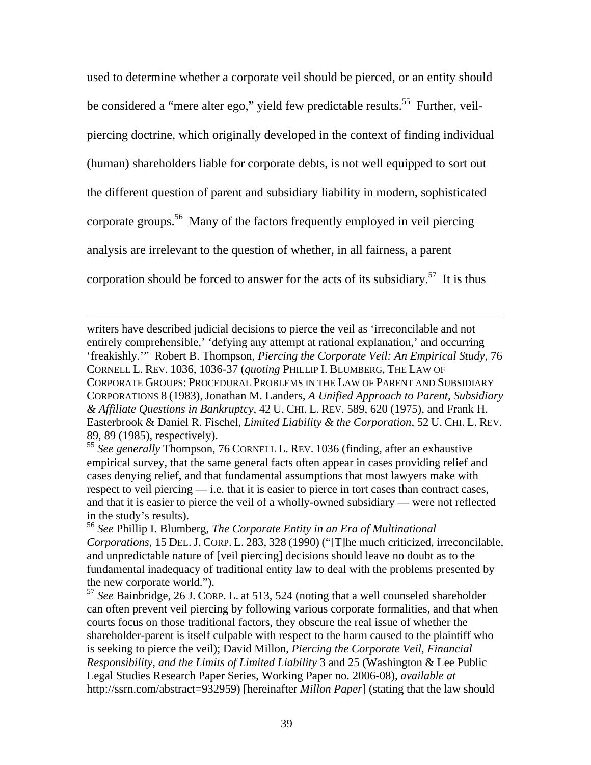used to determine whether a corporate veil should be pierced, or an entity should be considered a "mere alter ego," yield few predictable results.[55] Further, veil-piercing doctrine, which originally developed in the context of finding individual (human) shareholders liable for corporate debts, is not well equipped to sort out the different question of parent and subsidiary liability in modern, sophisticated corporate groups.[56] Many of the factors frequently employed in veil piercing analysis are irrelevant to the question of whether, in all fairness, a parent corporation should be forced to answer for the acts of its subsidiary.[57] It is thus

---

writers have described judicial decisions to pierce the veil as 'irreconcilable and not entirely comprehensible,' 'defying any attempt at rational explanation,' and occurring 'freakishly.'" Robert B. Thompson, *Piercing the Corporate Veil: An Empirical Study*, 76 CORNELL L. REV. 1036, 1036-37 (*quoting* PHILLIP I. BLUMBERG, THE LAW OF CORPORATE GROUPS: PROCEDURAL PROBLEMS IN THE LAW OF PARENT AND SUBSIDIARY CORPORATIONS 8 (1983), Jonathan M. Landers, *A Unified Approach to Parent, Subsidiary & Affiliate Questions in Bankruptcy*, 42 U. CHI. L. REV. 589, 620 (1975), and Frank H. Easterbrook & Daniel R. Fischel, *Limited Liability & the Corporation*, 52 U. CHI. L. REV. 89, 89 (1985), respectively).

[55] *See generally* Thompson, 76 CORNELL L. REV. 1036 (finding, after an exhaustive empirical survey, that the same general facts often appear in cases providing relief and cases denying relief, and that fundamental assumptions that most lawyers make with respect to veil piercing — i.e. that it is easier to pierce in tort cases than contract cases, and that it is easier to pierce the veil of a wholly-owned subsidiary — were not reflected in the study's results).

[56] *See* Phillip I. Blumberg, *The Corporate Entity in an Era of Multinational Corporations*, 15 DEL. J. CORP. L. 283, 328 (1990) ("[T]he much criticized, irreconcilable, and unpredictable nature of [veil piercing] decisions should leave no doubt as to the fundamental inadequacy of traditional entity law to deal with the problems presented by the new corporate world.").

[57] *See* Bainbridge, 26 J. CORP. L. at 513, 524 (noting that a well counseled shareholder can often prevent veil piercing by following various corporate formalities, and that when courts focus on those traditional factors, they obscure the real issue of whether the shareholder-parent is itself culpable with respect to the harm caused to the plaintiff who is seeking to pierce the veil); David Millon, *Piercing the Corporate Veil, Financial Responsibility, and the Limits of Limited Liability* 3 and 25 (Washington & Lee Public Legal Studies Research Paper Series, Working Paper no. 2006-08), *available at* http://ssrn.com/abstract=932959) [hereinafter *Millon Paper*] (stating that the law should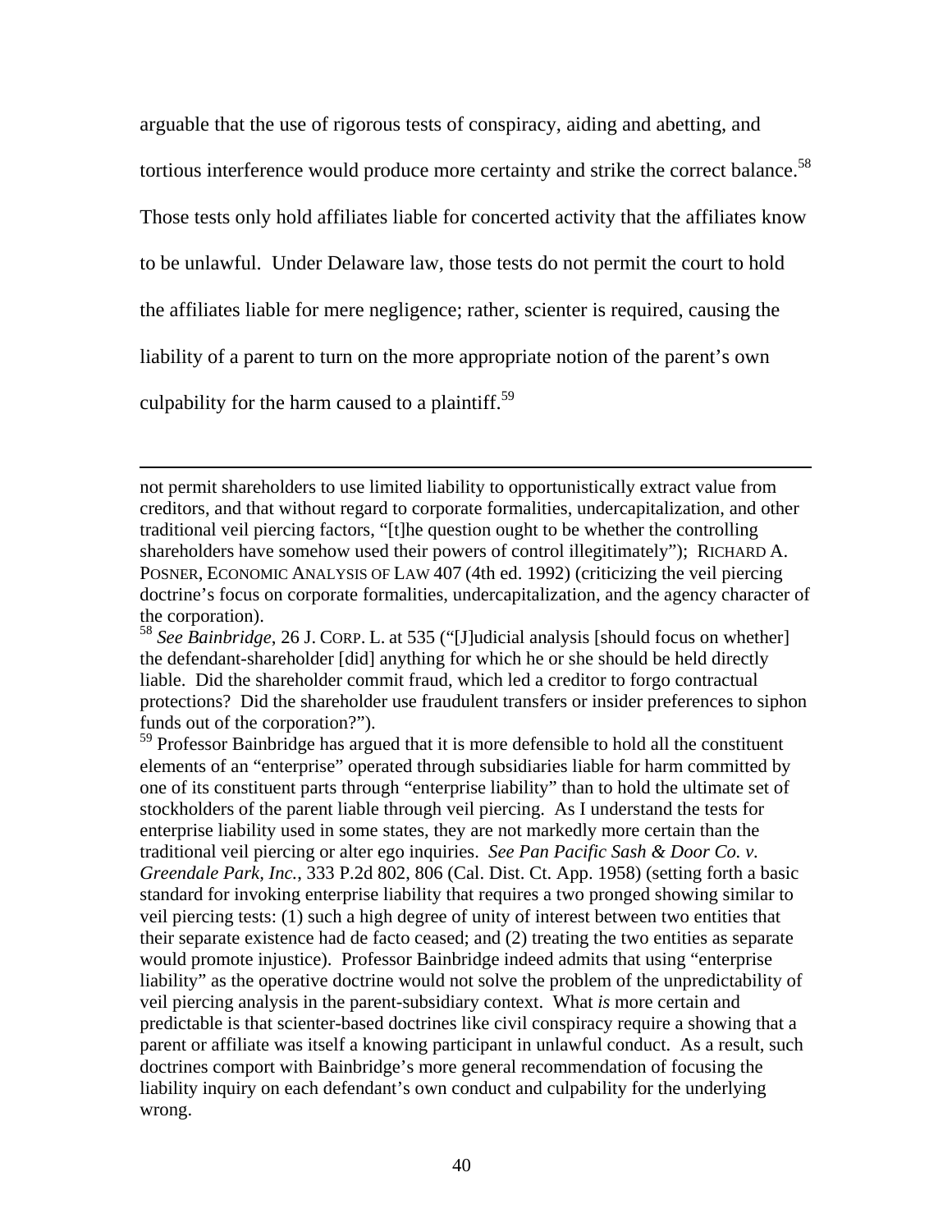arguable that the use of rigorous tests of conspiracy, aiding and abetting, and tortious interference would produce more certainty and strike the correct balance.[58] Those tests only hold affiliates liable for concerted activity that the affiliates know to be unlawful. Under Delaware law, those tests do not permit the court to hold the affiliates liable for mere negligence; rather, scienter is required, causing the liability of a parent to turn on the more appropriate notion of the parent's own culpability for the harm caused to a plaintiff.[59]

---

not permit shareholders to use limited liability to opportunistically extract value from creditors, and that without regard to corporate formalities, undercapitalization, and other traditional veil piercing factors, "[t]he question ought to be whether the controlling shareholders have somehow used their powers of control illegitimately"); RICHARD A. POSNER, ECONOMIC ANALYSIS OF LAW 407 (4th ed. 1992) (criticizing the veil piercing doctrine's focus on corporate formalities, undercapitalization, and the agency character of the corporation).

[58] *See Bainbridge*, 26 J. CORP. L. at 535 ("[J]udicial analysis [should focus on whether] the defendant-shareholder [did] anything for which he or she should be held directly liable. Did the shareholder commit fraud, which led a creditor to forgo contractual protections? Did the shareholder use fraudulent transfers or insider preferences to siphon funds out of the corporation?").

[59] Professor Bainbridge has argued that it is more defensible to hold all the constituent elements of an "enterprise" operated through subsidiaries liable for harm committed by one of its constituent parts through "enterprise liability" than to hold the ultimate set of stockholders of the parent liable through veil piercing. As I understand the tests for enterprise liability used in some states, they are not markedly more certain than the traditional veil piercing or alter ego inquiries. *See Pan Pacific Sash & Door Co. v. Greendale Park, Inc.*, 333 P.2d 802, 806 (Cal. Dist. Ct. App. 1958) (setting forth a basic standard for invoking enterprise liability that requires a two pronged showing similar to veil piercing tests: (1) such a high degree of unity of interest between two entities that their separate existence had de facto ceased; and (2) treating the two entities as separate would promote injustice). Professor Bainbridge indeed admits that using "enterprise liability" as the operative doctrine would not solve the problem of the unpredictability of veil piercing analysis in the parent-subsidiary context. What *is* more certain and predictable is that scienter-based doctrines like civil conspiracy require a showing that a parent or affiliate was itself a knowing participant in unlawful conduct. As a result, such doctrines comport with Bainbridge's more general recommendation of focusing the liability inquiry on each defendant's own conduct and culpability for the underlying wrong.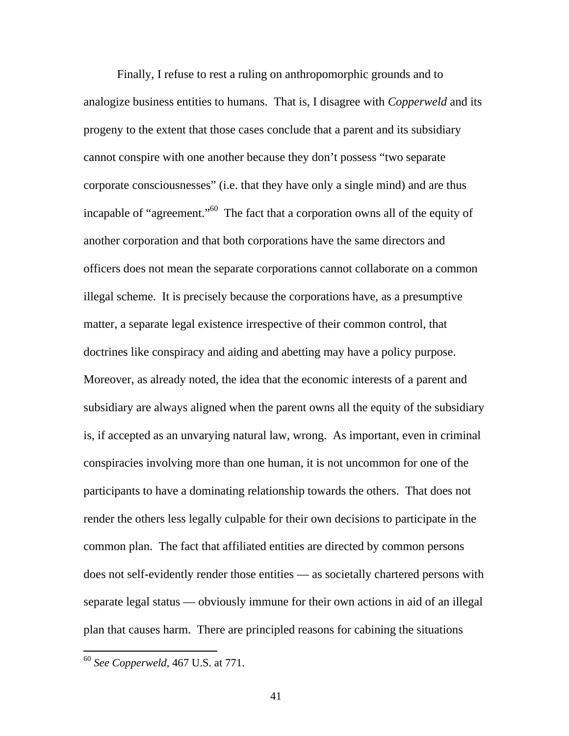Finally, I refuse to rest a ruling on anthropomorphic grounds and to analogize business entities to humans. That is, I disagree with *Copperweld* and its progeny to the extent that those cases conclude that a parent and its subsidiary cannot conspire with one another because they don't possess "two separate corporate consciousnesses" (i.e. that they have only a single mind) and are thus incapable of "agreement."[60] The fact that a corporation owns all of the equity of another corporation and that both corporations have the same directors and officers does not mean the separate corporations cannot collaborate on a common illegal scheme. It is precisely because the corporations have, as a presumptive matter, a separate legal existence irrespective of their common control, that doctrines like conspiracy and aiding and abetting may have a policy purpose. Moreover, as already noted, the idea that the economic interests of a parent and subsidiary are always aligned when the parent owns all the equity of the subsidiary is, if accepted as an unvarying natural law, wrong. As important, even in criminal conspiracies involving more than one human, it is not uncommon for one of the participants to have a dominating relationship towards the others. That does not render the others less legally culpable for their own decisions to participate in the common plan. The fact that affiliated entities are directed by common persons does not self-evidently render those entities — as societally chartered persons with separate legal status — obviously immune for their own actions in aid of an illegal plan that causes harm. There are principled reasons for cabining the situations

[60] *See Copperweld*, 467 U.S. at 771.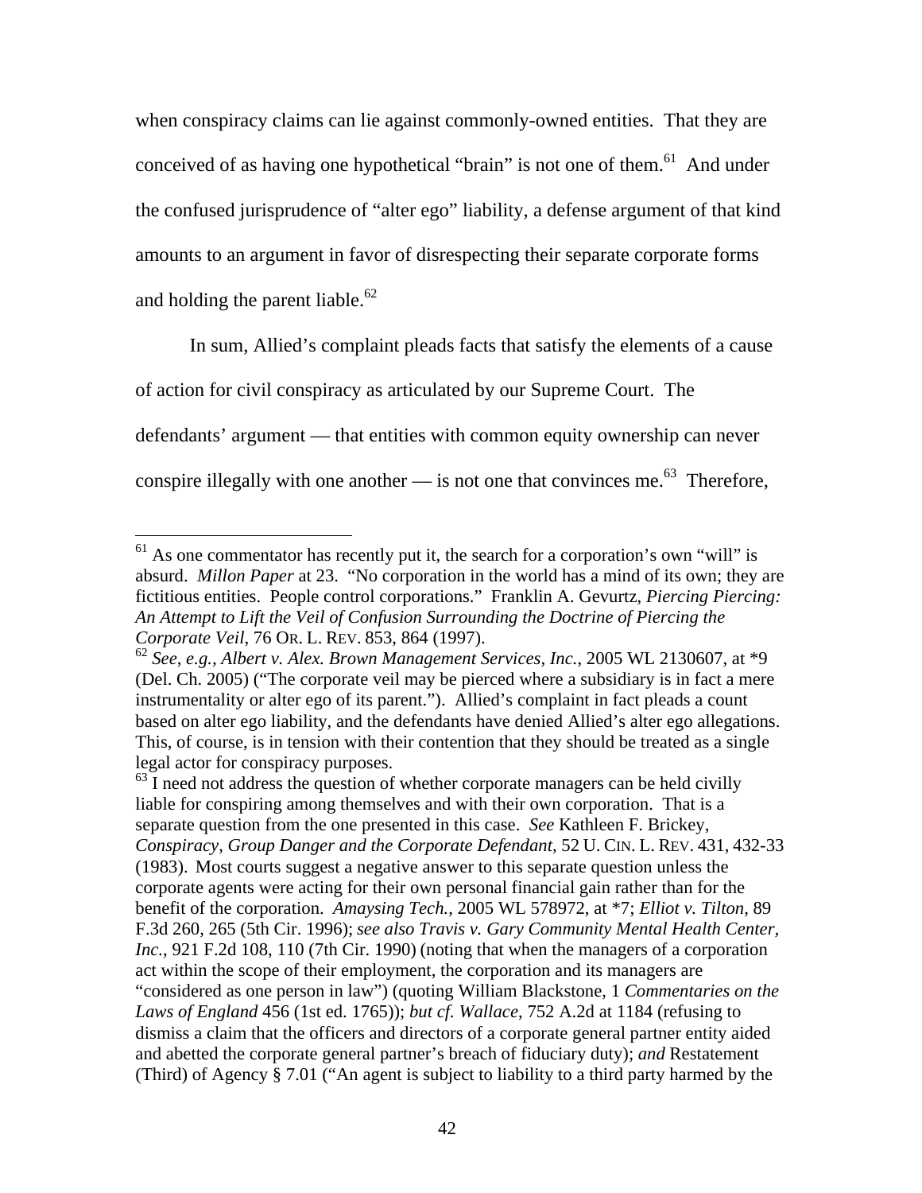when conspiracy claims can lie against commonly-owned entities. That they are conceived of as having one hypothetical "brain" is not one of them.[61] And under the confused jurisprudence of "alter ego" liability, a defense argument of that kind amounts to an argument in favor of disrespecting their separate corporate forms and holding the parent liable.[62]

In sum, Allied's complaint pleads facts that satisfy the elements of a cause of action for civil conspiracy as articulated by our Supreme Court. The defendants' argument — that entities with common equity ownership can never conspire illegally with one another — is not one that convinces me.[63] Therefore,

---

[61] As one commentator has recently put it, the search for a corporation's own "will" is absurd. *Millon Paper* at 23. "No corporation in the world has a mind of its own; they are fictitious entities. People control corporations." Franklin A. Gevurtz, *Piercing Piercing: An Attempt to Lift the Veil of Confusion Surrounding the Doctrine of Piercing the Corporate Veil*, 76 OR. L. REV. 853, 864 (1997).

[62] *See, e.g.*, *Albert v. Alex. Brown Management Services, Inc.*, 2005 WL 2130607, at *9 (Del. Ch. 2005) ("The corporate veil may be pierced where a subsidiary is in fact a mere instrumentality or alter ego of its parent."). Allied's complaint in fact pleads a count based on alter ego liability, and the defendants have denied Allied's alter ego allegations. This, of course, is in tension with their contention that they should be treated as a single legal actor for conspiracy purposes.

[63] I need not address the question of whether corporate managers can be held civilly liable for conspiring among themselves and with their own corporation. That is a separate question from the one presented in this case. *See* Kathleen F. Brickey, *Conspiracy, Group Danger and the Corporate Defendant*, 52 U. CIN. L. REV. 431, 432-33 (1983). Most courts suggest a negative answer to this separate question unless the corporate agents were acting for their own personal financial gain rather than for the benefit of the corporation. *Amaysing Tech.*, 2005 WL 578972, at *7; *Elliot v. Tilton*, 89 F.3d 260, 265 (5th Cir. 1996); *see also Travis v. Gary Community Mental Health Center, Inc.*, 921 F.2d 108, 110 (7th Cir. 1990) (noting that when the managers of a corporation act within the scope of their employment, the corporation and its managers are "considered as one person in law") (quoting William Blackstone, 1 *Commentaries on the Laws of England* 456 (1st ed. 1765)); *but cf. Wallace*, 752 A.2d at 1184 (refusing to dismiss a claim that the officers and directors of a corporate general partner entity aided and abetted the corporate general partner's breach of fiduciary duty); *and* Restatement (Third) of Agency § 7.01 ("An agent is subject to liability to a third party harmed by the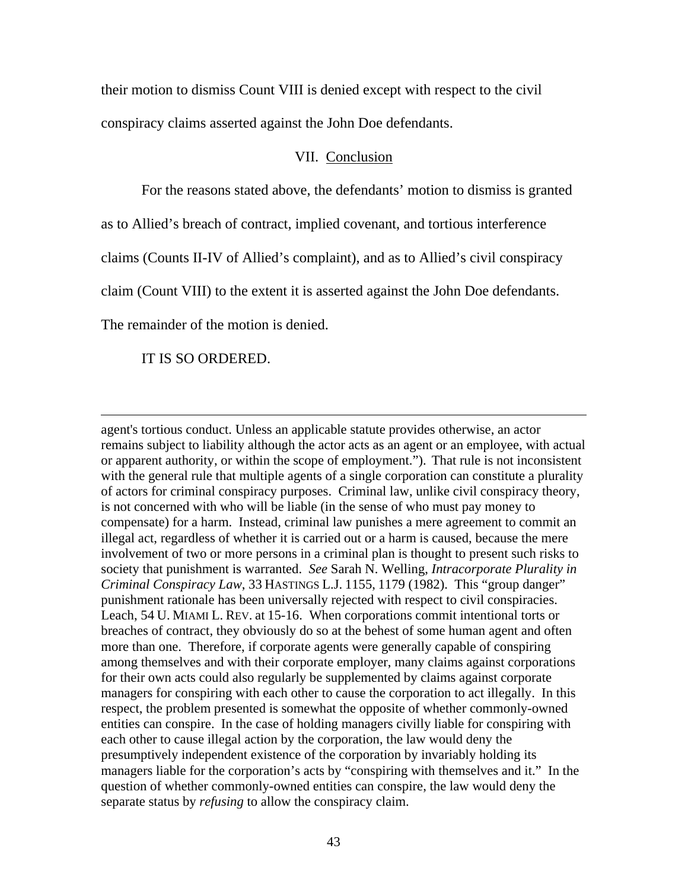their motion to dismiss Count VIII is denied except with respect to the civil conspiracy claims asserted against the John Doe defendants.

## VII. Conclusion

For the reasons stated above, the defendants' motion to dismiss is granted as to Allied's breach of contract, implied covenant, and tortious interference claims (Counts II-IV of Allied's complaint), and as to Allied's civil conspiracy claim (Count VIII) to the extent it is asserted against the John Doe defendants. The remainder of the motion is denied.

IT IS SO ORDERED.

---

agent's tortious conduct. Unless an applicable statute provides otherwise, an actor remains subject to liability although the actor acts as an agent or an employee, with actual or apparent authority, or within the scope of employment."). That rule is not inconsistent with the general rule that multiple agents of a single corporation can constitute a plurality of actors for criminal conspiracy purposes. Criminal law, unlike civil conspiracy theory, is not concerned with who will be liable (in the sense of who must pay money to compensate) for a harm. Instead, criminal law punishes a mere agreement to commit an illegal act, regardless of whether it is carried out or a harm is caused, because the mere involvement of two or more persons in a criminal plan is thought to present such risks to society that punishment is warranted. *See* Sarah N. Welling, *Intracorporate Plurality in Criminal Conspiracy Law*, 33 HASTINGS L.J. 1155, 1179 (1982). This "group danger" punishment rationale has been universally rejected with respect to civil conspiracies. Leach, 54 U. MIAMI L. REV. at 15-16. When corporations commit intentional torts or breaches of contract, they obviously do so at the behest of some human agent and often more than one. Therefore, if corporate agents were generally capable of conspiring among themselves and with their corporate employer, many claims against corporations for their own acts could also regularly be supplemented by claims against corporate managers for conspiring with each other to cause the corporation to act illegally. In this respect, the problem presented is somewhat the opposite of whether commonly-owned entities can conspire. In the case of holding managers civilly liable for conspiring with each other to cause illegal action by the corporation, the law would deny the presumptively independent existence of the corporation by invariably holding its managers liable for the corporation's acts by "conspiring with themselves and it." In the question of whether commonly-owned entities can conspire, the law would deny the separate status by *refusing* to allow the conspiracy claim.